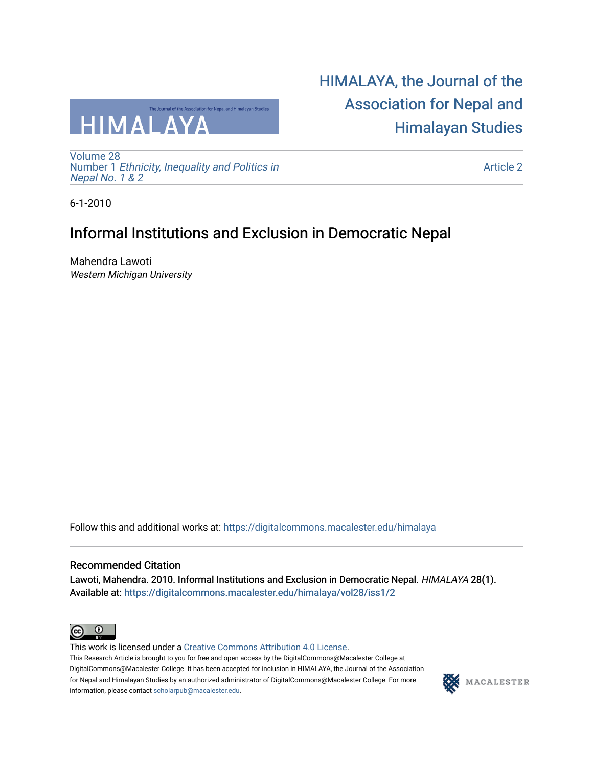HIMALAYA, the Journal of the Association for Nepal and Himalayan Studies

Volume 28
Number 1 *Ethnicity, Inequality and Politics in Nepal No. 1 & 2*

Article 2

6-1-2010

# Informal Institutions and Exclusion in Democratic Nepal

Mahendra Lawoti
*Western Michigan University*

Follow this and additional works at: https://digitalcommons.macalester.edu/himalaya

## Recommended Citation

Lawoti, Mahendra. 2010. Informal Institutions and Exclusion in Democratic Nepal. *HIMALAYA* 28(1).
Available at: https://digitalcommons.macalester.edu/himalaya/vol28/iss1/2

This work is licensed under a Creative Commons Attribution 4.0 License.
This Research Article is brought to you for free and open access by the DigitalCommons@Macalester College at DigitalCommons@Macalester College. It has been accepted for inclusion in HIMALAYA, the Journal of the Association for Nepal and Himalayan Studies by an authorized administrator of DigitalCommons@Macalester College. For more information, please contact scholarpub@macalester.edu.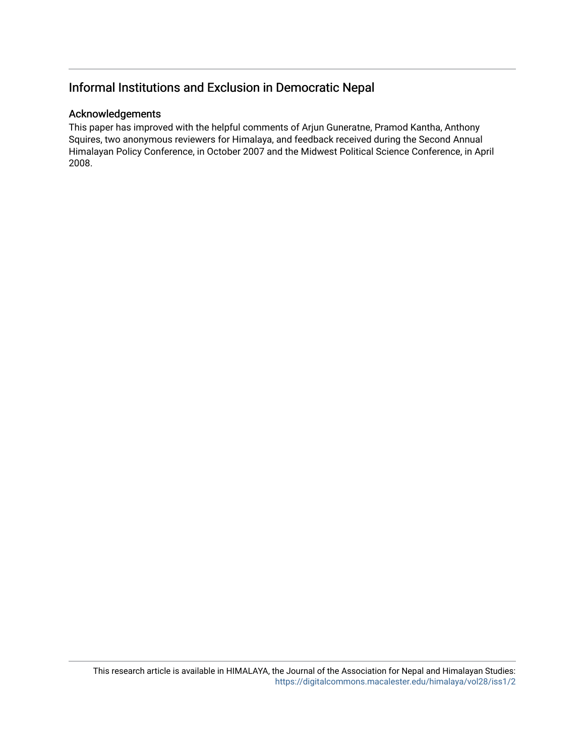# Informal Institutions and Exclusion in Democratic Nepal

## Acknowledgements

This paper has improved with the helpful comments of Arjun Guneratne, Pramod Kantha, Anthony Squires, two anonymous reviewers for Himalaya, and feedback received during the Second Annual Himalayan Policy Conference, in October 2007 and the Midwest Political Science Conference, in April 2008.

This research article is available in HIMALAYA, the Journal of the Association for Nepal and Himalayan Studies: https://digitalcommons.macalester.edu/himalaya/vol28/iss1/2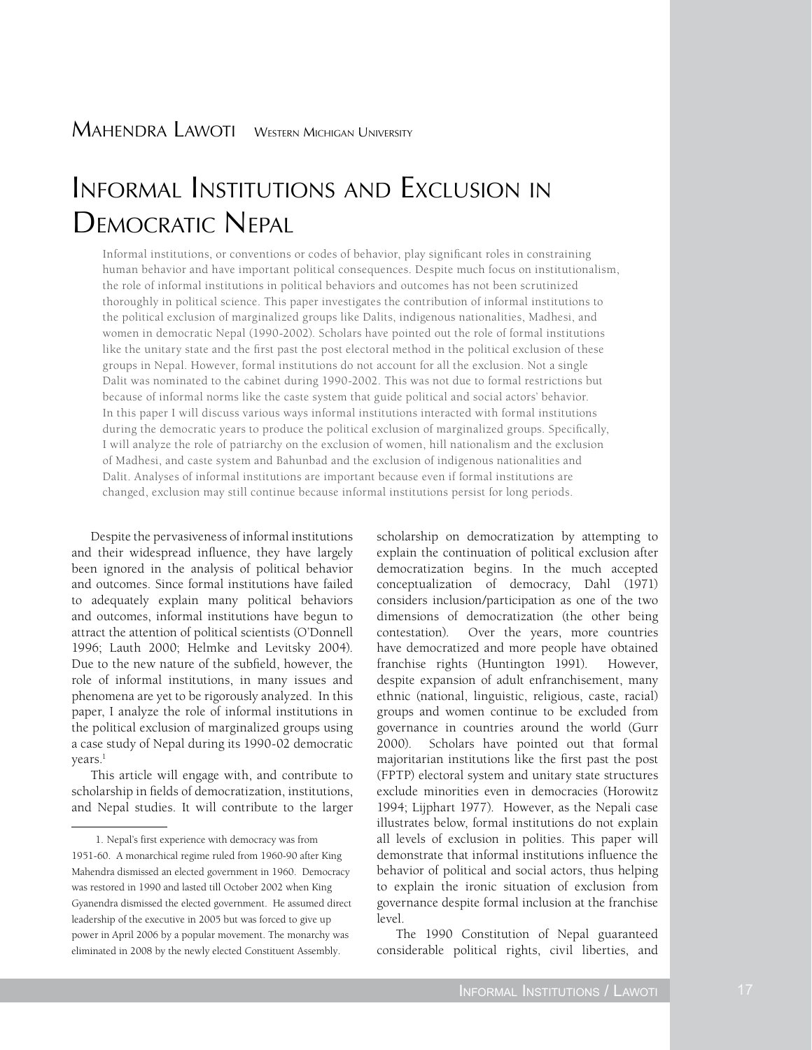Mahendra Lawoti — Western Michigan University

# Informal Institutions and Exclusion in Democratic Nepal

Informal institutions, or conventions or codes of behavior, play significant roles in constraining human behavior and have important political consequences. Despite much focus on institutionalism, the role of informal institutions in political behaviors and outcomes has not been scrutinized thoroughly in political science. This paper investigates the contribution of informal institutions to the political exclusion of marginalized groups like Dalits, indigenous nationalities, Madhesi, and women in democratic Nepal (1990-2002). Scholars have pointed out the role of formal institutions like the unitary state and the first past the post electoral method in the political exclusion of these groups in Nepal. However, formal institutions do not account for all the exclusion. Not a single Dalit was nominated to the cabinet during 1990-2002. This was not due to formal restrictions but because of informal norms like the caste system that guide political and social actors' behavior. In this paper I will discuss various ways informal institutions interacted with formal institutions during the democratic years to produce the political exclusion of marginalized groups. Specifically, I will analyze the role of patriarchy on the exclusion of women, hill nationalism and the exclusion of Madhesi, and caste system and Bahunbad and the exclusion of indigenous nationalities and Dalit. Analyses of informal institutions are important because even if formal institutions are changed, exclusion may still continue because informal institutions persist for long periods.

Despite the pervasiveness of informal institutions and their widespread influence, they have largely been ignored in the analysis of political behavior and outcomes. Since formal institutions have failed to adequately explain many political behaviors and outcomes, informal institutions have begun to attract the attention of political scientists (O'Donnell 1996; Lauth 2000; Helmke and Levitsky 2004). Due to the new nature of the subfield, however, the role of informal institutions, in many issues and phenomena are yet to be rigorously analyzed. In this paper, I analyze the role of informal institutions in the political exclusion of marginalized groups using a case study of Nepal during its 1990-02 democratic years.[1]

This article will engage with, and contribute to scholarship in fields of democratization, institutions, and Nepal studies. It will contribute to the larger scholarship on democratization by attempting to explain the continuation of political exclusion after democratization begins. In the much accepted conceptualization of democracy, Dahl (1971) considers inclusion/participation as one of the two dimensions of democratization (the other being contestation). Over the years, more countries have democratized and more people have obtained franchise rights (Huntington 1991). However, despite expansion of adult enfranchisement, many ethnic (national, linguistic, religious, caste, racial) groups and women continue to be excluded from governance in countries around the world (Gurr 2000). Scholars have pointed out that formal majoritarian institutions like the first past the post (FPTP) electoral system and unitary state structures exclude minorities even in democracies (Horowitz 1994; Lijphart 1977). However, as the Nepali case illustrates below, formal institutions do not explain all levels of exclusion in polities. This paper will demonstrate that informal institutions influence the behavior of political and social actors, thus helping to explain the ironic situation of exclusion from governance despite formal inclusion at the franchise level.

The 1990 Constitution of Nepal guaranteed considerable political rights, civil liberties, and

---

1. Nepal's first experience with democracy was from 1951-60. A monarchical regime ruled from 1960-90 after King Mahendra dismissed an elected government in 1960. Democracy was restored in 1990 and lasted till October 2002 when King Gyanendra dismissed the elected government. He assumed direct leadership of the executive in 2005 but was forced to give up power in April 2006 by a popular movement. The monarchy was eliminated in 2008 by the newly elected Constituent Assembly.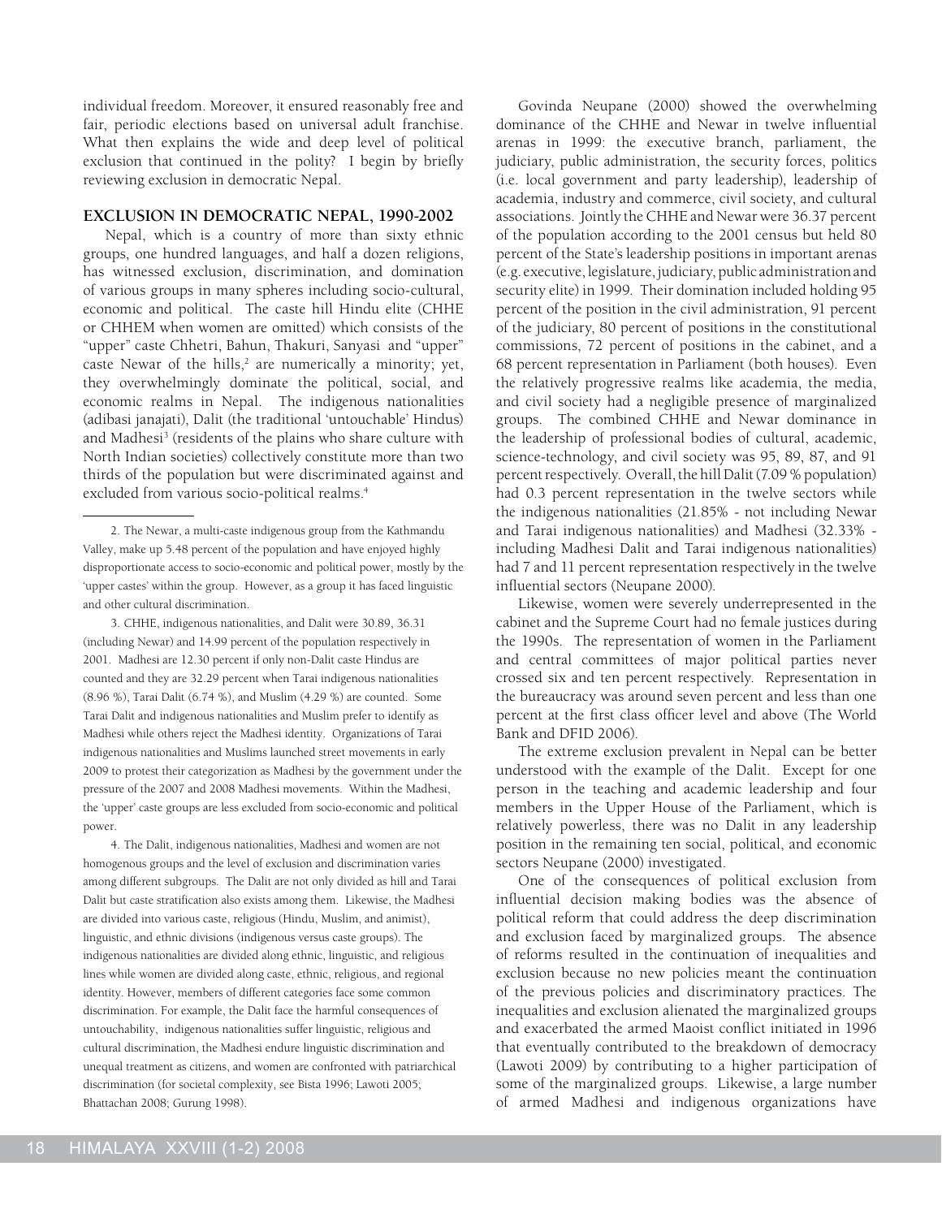individual freedom. Moreover, it ensured reasonably free and fair, periodic elections based on universal adult franchise. What then explains the wide and deep level of political exclusion that continued in the polity? I begin by briefly reviewing exclusion in democratic Nepal.

## EXCLUSION IN DEMOCRATIC NEPAL, 1990-2002

Nepal, which is a country of more than sixty ethnic groups, one hundred languages, and half a dozen religions, has witnessed exclusion, discrimination, and domination of various groups in many spheres including socio-cultural, economic and political. The caste hill Hindu elite (CHHE or CHHEM when women are omitted) which consists of the "upper" caste Chhetri, Bahun, Thakuri, Sanyasi and "upper" caste Newar of the hills,[2] are numerically a minority; yet, they overwhelmingly dominate the political, social, and economic realms in Nepal. The indigenous nationalities (adibasi janajati), Dalit (the traditional 'untouchable' Hindus) and Madhesi[3] (residents of the plains who share culture with North Indian societies) collectively constitute more than two thirds of the population but were discriminated against and excluded from various socio-political realms.[4]

Govinda Neupane (2000) showed the overwhelming dominance of the CHHE and Newar in twelve influential arenas in 1999: the executive branch, parliament, the judiciary, public administration, the security forces, politics (i.e. local government and party leadership), leadership of academia, industry and commerce, civil society, and cultural associations. Jointly the CHHE and Newar were 36.37 percent of the population according to the 2001 census but held 80 percent of the State's leadership positions in important arenas (e.g. executive, legislature, judiciary, public administration and security elite) in 1999. Their domination included holding 95 percent of the position in the civil administration, 91 percent of the judiciary, 80 percent of positions in the constitutional commissions, 72 percent of positions in the cabinet, and a 68 percent representation in Parliament (both houses). Even the relatively progressive realms like academia, the media, and civil society had a negligible presence of marginalized groups. The combined CHHE and Newar dominance in the leadership of professional bodies of cultural, academic, science-technology, and civil society was 95, 89, 87, and 91 percent respectively. Overall, the hill Dalit (7.09 % population) had 0.3 percent representation in the twelve sectors while the indigenous nationalities (21.85% - not including Newar and Tarai indigenous nationalities) and Madhesi (32.33% - including Madhesi Dalit and Tarai indigenous nationalities) had 7 and 11 percent representation respectively in the twelve influential sectors (Neupane 2000).

Likewise, women were severely underrepresented in the cabinet and the Supreme Court had no female justices during the 1990s. The representation of women in the Parliament and central committees of major political parties never crossed six and ten percent respectively. Representation in the bureaucracy was around seven percent and less than one percent at the first class officer level and above (The World Bank and DFID 2006).

The extreme exclusion prevalent in Nepal can be better understood with the example of the Dalit. Except for one person in the teaching and academic leadership and four members in the Upper House of the Parliament, which is relatively powerless, there was no Dalit in any leadership position in the remaining ten social, political, and economic sectors Neupane (2000) investigated.

One of the consequences of political exclusion from influential decision making bodies was the absence of political reform that could address the deep discrimination and exclusion faced by marginalized groups. The absence of reforms resulted in the continuation of inequalities and exclusion because no new policies meant the continuation of the previous policies and discriminatory practices. The inequalities and exclusion alienated the marginalized groups and exacerbated the armed Maoist conflict initiated in 1996 that eventually contributed to the breakdown of democracy (Lawoti 2009) by contributing to a higher participation of some of the marginalized groups. Likewise, a large number of armed Madhesi and indigenous organizations have

---

2. The Newar, a multi-caste indigenous group from the Kathmandu Valley, make up 5.48 percent of the population and have enjoyed highly disproportionate access to socio-economic and political power, mostly by the 'upper castes' within the group. However, as a group it has faced linguistic and other cultural discrimination.

3. CHHE, indigenous nationalities, and Dalit were 30.89, 36.31 (including Newar) and 14.99 percent of the population respectively in 2001. Madhesi are 12.30 percent if only non-Dalit caste Hindus are counted and they are 32.29 percent when Tarai indigenous nationalities (8.96 %), Tarai Dalit (6.74 %), and Muslim (4.29 %) are counted. Some Tarai Dalit and indigenous nationalities and Muslim prefer to identify as Madhesi while others reject the Madhesi identity. Organizations of Tarai indigenous nationalities and Muslims launched street movements in early 2009 to protest their categorization as Madhesi by the government under the pressure of the 2007 and 2008 Madhesi movements. Within the Madhesi, the 'upper' caste groups are less excluded from socio-economic and political power.

4. The Dalit, indigenous nationalities, Madhesi and women are not homogenous groups and the level of exclusion and discrimination varies among different subgroups. The Dalit are not only divided as hill and Tarai Dalit but caste stratification also exists among them. Likewise, the Madhesi are divided into various caste, religious (Hindu, Muslim, and animist), linguistic, and ethnic divisions (indigenous versus caste groups). The indigenous nationalities are divided along ethnic, linguistic, and religious lines while women are divided along caste, ethnic, religious, and regional identity. However, members of different categories face some common discrimination. For example, the Dalit face the harmful consequences of untouchability, indigenous nationalities suffer linguistic, religious and cultural discrimination, the Madhesi endure linguistic discrimination and unequal treatment as citizens, and women are confronted with patriarchical discrimination (for societal complexity, see Bista 1996; Lawoti 2005; Bhattachan 2008; Gurung 1998).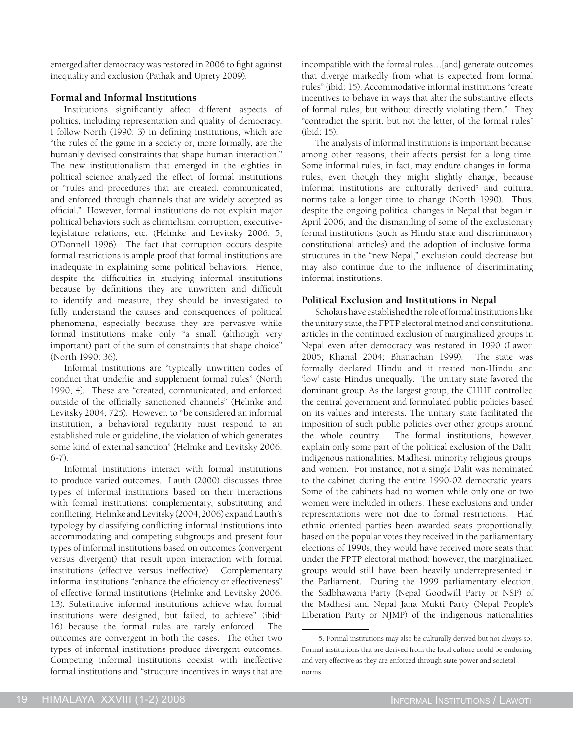emerged after democracy was restored in 2006 to fight against inequality and exclusion (Pathak and Uprety 2009).

### Formal and Informal Institutions

Institutions significantly affect different aspects of politics, including representation and quality of democracy. I follow North (1990: 3) in defining institutions, which are "the rules of the game in a society or, more formally, are the humanly devised constraints that shape human interaction." The new institutionalism that emerged in the eighties in political science analyzed the effect of formal institutions or "rules and procedures that are created, communicated, and enforced through channels that are widely accepted as official." However, formal institutions do not explain major political behaviors such as clientelism, corruption, executive-legislature relations, etc. (Helmke and Levitsky 2006: 5; O'Donnell 1996). The fact that corruption occurs despite formal restrictions is ample proof that formal institutions are inadequate in explaining some political behaviors. Hence, despite the difficulties in studying informal institutions because by definitions they are unwritten and difficult to identify and measure, they should be investigated to fully understand the causes and consequences of political phenomena, especially because they are pervasive while formal institutions make only "a small (although very important) part of the sum of constraints that shape choice" (North 1990: 36).

Informal institutions are "typically unwritten codes of conduct that underlie and supplement formal rules" (North 1990, 4). These are "created, communicated, and enforced outside of the officially sanctioned channels" (Helmke and Levitsky 2004, 725). However, to "be considered an informal institution, a behavioral regularity must respond to an established rule or guideline, the violation of which generates some kind of external sanction" (Helmke and Levitsky 2006: 6-7).

Informal institutions interact with formal institutions to produce varied outcomes. Lauth (2000) discusses three types of informal institutions based on their interactions with formal institutions: complementary, substituting and conflicting. Helmke and Levitsky (2004, 2006) expand Lauth's typology by classifying conflicting informal institutions into accommodating and competing subgroups and present four types of informal institutions based on outcomes (convergent versus divergent) that result upon interaction with formal institutions (effective versus ineffective). Complementary informal institutions "enhance the efficiency or effectiveness" of effective formal institutions (Helmke and Levitsky 2006: 13). Substitutive informal institutions achieve what formal institutions were designed, but failed, to achieve" (ibid: 16) because the formal rules are rarely enforced. The outcomes are convergent in both the cases. The other two types of informal institutions produce divergent outcomes. Competing informal institutions coexist with ineffective formal institutions and "structure incentives in ways that are incompatible with the formal rules…[and] generate outcomes that diverge markedly from what is expected from formal rules" (ibid: 15). Accommodative informal institutions "create incentives to behave in ways that alter the substantive effects of formal rules, but without directly violating them." They "contradict the spirit, but not the letter, of the formal rules" (ibid: 15).

The analysis of informal institutions is important because, among other reasons, their affects persist for a long time. Some informal rules, in fact, may endure changes in formal rules, even though they might slightly change, because informal institutions are culturally derived[5] and cultural norms take a longer time to change (North 1990). Thus, despite the ongoing political changes in Nepal that began in April 2006, and the dismantling of some of the exclusionary formal institutions (such as Hindu state and discriminatory constitutional articles) and the adoption of inclusive formal structures in the "new Nepal," exclusion could decrease but may also continue due to the influence of discriminating informal institutions.

### Political Exclusion and Institutions in Nepal

Scholars have established the role of formal institutions like the unitary state, the FPTP electoral method and constitutional articles in the continued exclusion of marginalized groups in Nepal even after democracy was restored in 1990 (Lawoti 2005; Khanal 2004; Bhattachan 1999). The state was formally declared Hindu and it treated non-Hindu and 'low' caste Hindus unequally. The unitary state favored the dominant group. As the largest group, the CHHE controlled the central government and formulated public policies based on its values and interests. The unitary state facilitated the imposition of such public policies over other groups around the whole country. The formal institutions, however, explain only some part of the political exclusion of the Dalit, indigenous nationalities, Madhesi, minority religious groups, and women. For instance, not a single Dalit was nominated to the cabinet during the entire 1990-02 democratic years. Some of the cabinets had no women while only one or two women were included in others. These exclusions and under representations were not due to formal restrictions. Had ethnic oriented parties been awarded seats proportionally, based on the popular votes they received in the parliamentary elections of 1990s, they would have received more seats than under the FPTP electoral method; however, the marginalized groups would still have been heavily underrepresented in the Parliament. During the 1999 parliamentary election, the Sadbhawana Party (Nepal Goodwill Party or NSP) of the Madhesi and Nepal Jana Mukti Party (Nepal People's Liberation Party or NJMP) of the indigenous nationalities

5. Formal institutions may also be culturally derived but not always so. Formal institutions that are derived from the local culture could be enduring and very effective as they are enforced through state power and societal norms.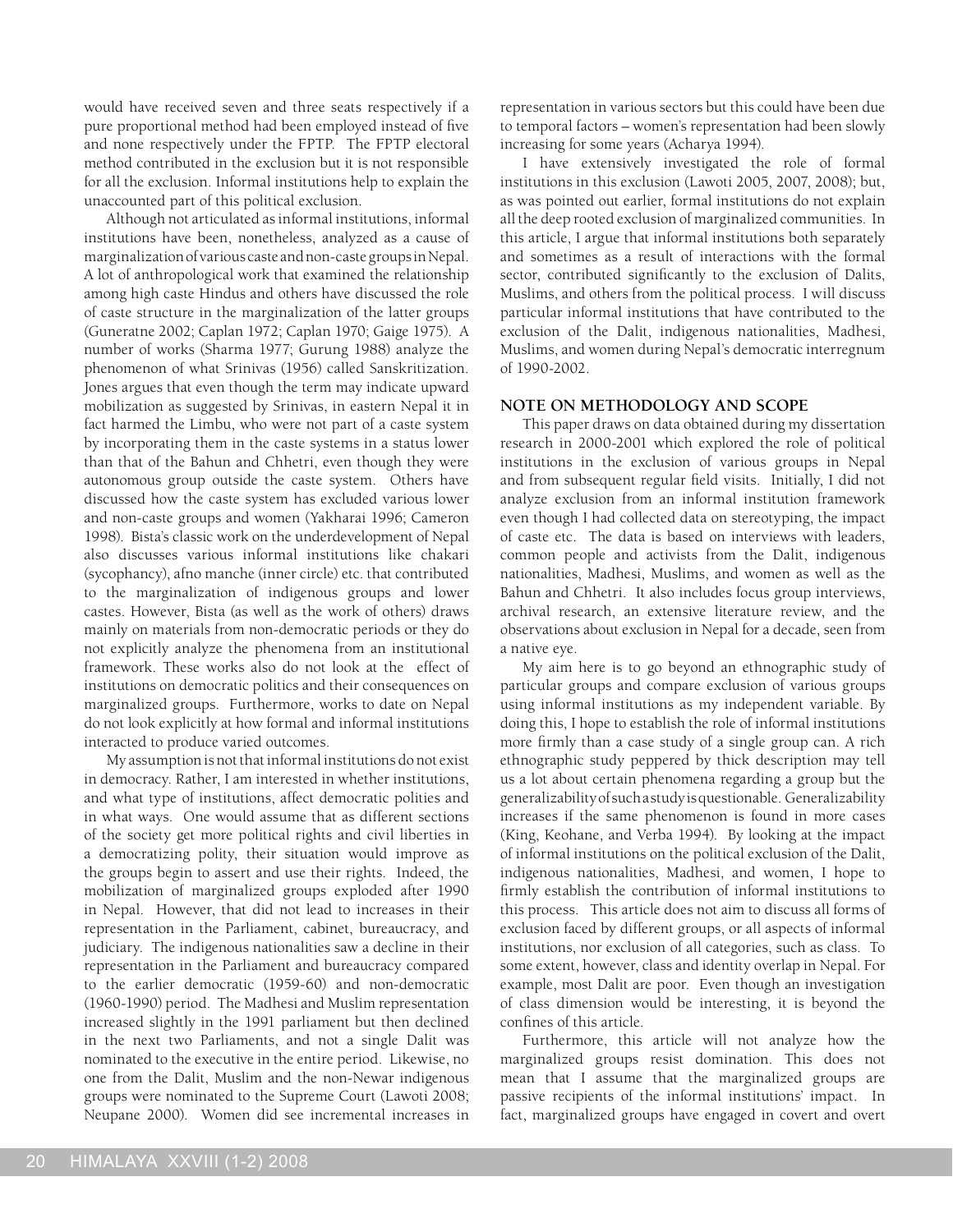would have received seven and three seats respectively if a pure proportional method had been employed instead of five and none respectively under the FPTP. The FPTP electoral method contributed in the exclusion but it is not responsible for all the exclusion. Informal institutions help to explain the unaccounted part of this political exclusion.

Although not articulated as informal institutions, informal institutions have been, nonetheless, analyzed as a cause of marginalization of various caste and non-caste groups in Nepal. A lot of anthropological work that examined the relationship among high caste Hindus and others have discussed the role of caste structure in the marginalization of the latter groups (Guneratne 2002; Caplan 1972; Caplan 1970; Gaige 1975). A number of works (Sharma 1977; Gurung 1988) analyze the phenomenon of what Srinivas (1956) called Sanskritization. Jones argues that even though the term may indicate upward mobilization as suggested by Srinivas, in eastern Nepal it in fact harmed the Limbu, who were not part of a caste system by incorporating them in the caste systems in a status lower than that of the Bahun and Chhetri, even though they were autonomous group outside the caste system. Others have discussed how the caste system has excluded various lower and non-caste groups and women (Yakharai 1996; Cameron 1998). Bista's classic work on the underdevelopment of Nepal also discusses various informal institutions like chakari (sycophancy), afno manche (inner circle) etc. that contributed to the marginalization of indigenous groups and lower castes. However, Bista (as well as the work of others) draws mainly on materials from non-democratic periods or they do not explicitly analyze the phenomena from an institutional framework. These works also do not look at the effect of institutions on democratic politics and their consequences on marginalized groups. Furthermore, works to date on Nepal do not look explicitly at how formal and informal institutions interacted to produce varied outcomes.

My assumption is not that informal institutions do not exist in democracy. Rather, I am interested in whether institutions, and what type of institutions, affect democratic polities and in what ways. One would assume that as different sections of the society get more political rights and civil liberties in a democratizing polity, their situation would improve as the groups begin to assert and use their rights. Indeed, the mobilization of marginalized groups exploded after 1990 in Nepal. However, that did not lead to increases in their representation in the Parliament, cabinet, bureaucracy, and judiciary. The indigenous nationalities saw a decline in their representation in the Parliament and bureaucracy compared to the earlier democratic (1959-60) and non-democratic (1960-1990) period. The Madhesi and Muslim representation increased slightly in the 1991 parliament but then declined in the next two Parliaments, and not a single Dalit was nominated to the executive in the entire period. Likewise, no one from the Dalit, Muslim and the non-Newar indigenous groups were nominated to the Supreme Court (Lawoti 2008; Neupane 2000). Women did see incremental increases in representation in various sectors but this could have been due to temporal factors – women's representation had been slowly increasing for some years (Acharya 1994).

I have extensively investigated the role of formal institutions in this exclusion (Lawoti 2005, 2007, 2008); but, as was pointed out earlier, formal institutions do not explain all the deep rooted exclusion of marginalized communities. In this article, I argue that informal institutions both separately and sometimes as a result of interactions with the formal sector, contributed significantly to the exclusion of Dalits, Muslims, and others from the political process. I will discuss particular informal institutions that have contributed to the exclusion of the Dalit, indigenous nationalities, Madhesi, Muslims, and women during Nepal's democratic interregnum of 1990-2002.

## NOTE ON METHODOLOGY AND SCOPE

This paper draws on data obtained during my dissertation research in 2000-2001 which explored the role of political institutions in the exclusion of various groups in Nepal and from subsequent regular field visits. Initially, I did not analyze exclusion from an informal institution framework even though I had collected data on stereotyping, the impact of caste etc. The data is based on interviews with leaders, common people and activists from the Dalit, indigenous nationalities, Madhesi, Muslims, and women as well as the Bahun and Chhetri. It also includes focus group interviews, archival research, an extensive literature review, and the observations about exclusion in Nepal for a decade, seen from a native eye.

My aim here is to go beyond an ethnographic study of particular groups and compare exclusion of various groups using informal institutions as my independent variable. By doing this, I hope to establish the role of informal institutions more firmly than a case study of a single group can. A rich ethnographic study peppered by thick description may tell us a lot about certain phenomena regarding a group but the generalizability of such a study is questionable. Generalizability increases if the same phenomenon is found in more cases (King, Keohane, and Verba 1994). By looking at the impact of informal institutions on the political exclusion of the Dalit, indigenous nationalities, Madhesi, and women, I hope to firmly establish the contribution of informal institutions to this process. This article does not aim to discuss all forms of exclusion faced by different groups, or all aspects of informal institutions, nor exclusion of all categories, such as class. To some extent, however, class and identity overlap in Nepal. For example, most Dalit are poor. Even though an investigation of class dimension would be interesting, it is beyond the confines of this article.

Furthermore, this article will not analyze how the marginalized groups resist domination. This does not mean that I assume that the marginalized groups are passive recipients of the informal institutions' impact. In fact, marginalized groups have engaged in covert and overt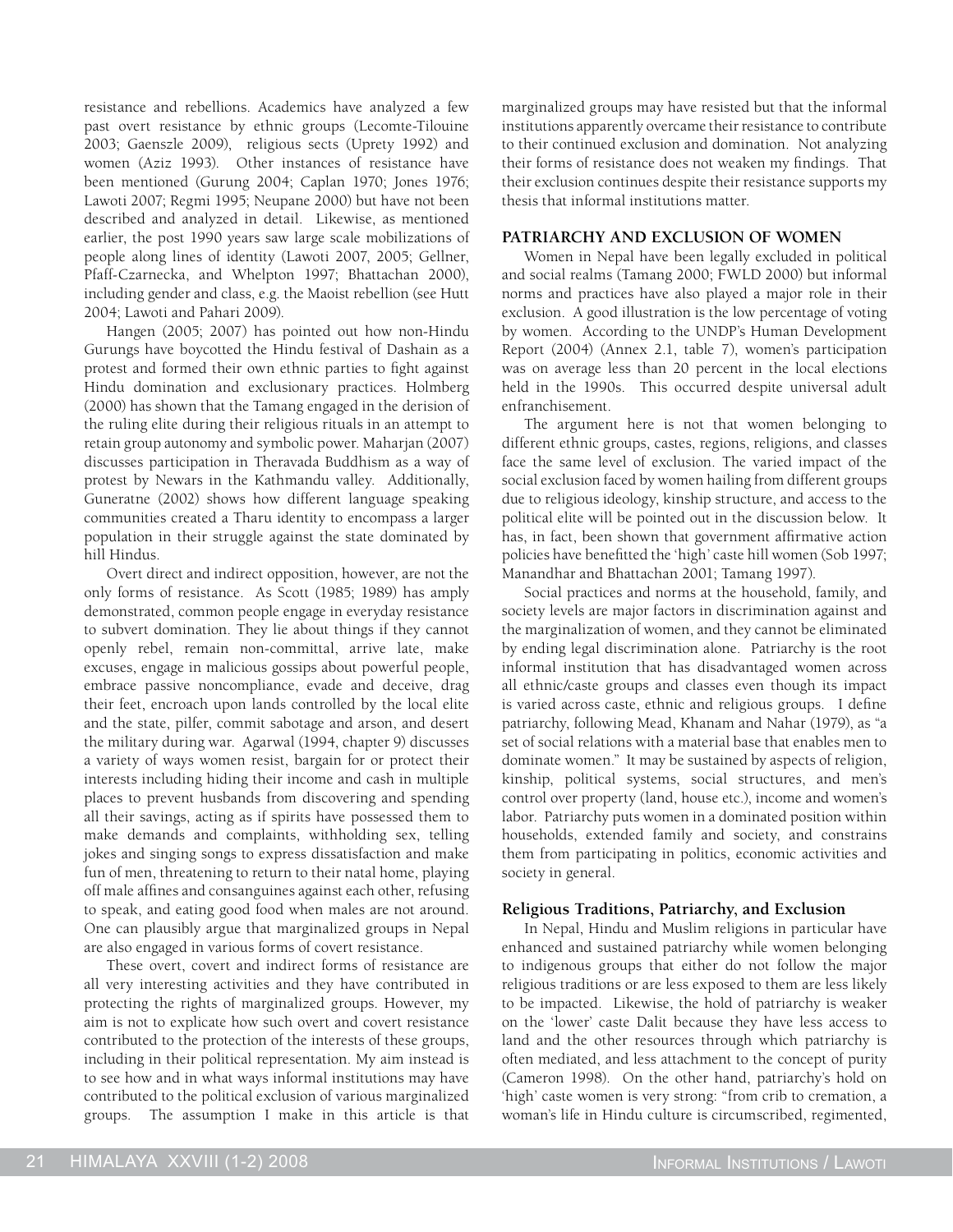resistance and rebellions. Academics have analyzed a few past overt resistance by ethnic groups (Lecomte-Tilouine 2003; Gaenszle 2009), religious sects (Uprety 1992) and women (Aziz 1993). Other instances of resistance have been mentioned (Gurung 2004; Caplan 1970; Jones 1976; Lawoti 2007; Regmi 1995; Neupane 2000) but have not been described and analyzed in detail. Likewise, as mentioned earlier, the post 1990 years saw large scale mobilizations of people along lines of identity (Lawoti 2007, 2005; Gellner, Pfaff-Czarnecka, and Whelpton 1997; Bhattachan 2000), including gender and class, e.g. the Maoist rebellion (see Hutt 2004; Lawoti and Pahari 2009).

Hangen (2005; 2007) has pointed out how non-Hindu Gurungs have boycotted the Hindu festival of Dashain as a protest and formed their own ethnic parties to fight against Hindu domination and exclusionary practices. Holmberg (2000) has shown that the Tamang engaged in the derision of the ruling elite during their religious rituals in an attempt to retain group autonomy and symbolic power. Maharjan (2007) discusses participation in Theravada Buddhism as a way of protest by Newars in the Kathmandu valley. Additionally, Guneratne (2002) shows how different language speaking communities created a Tharu identity to encompass a larger population in their struggle against the state dominated by hill Hindus.

Overt direct and indirect opposition, however, are not the only forms of resistance. As Scott (1985; 1989) has amply demonstrated, common people engage in everyday resistance to subvert domination. They lie about things if they cannot openly rebel, remain non-committal, arrive late, make excuses, engage in malicious gossips about powerful people, embrace passive noncompliance, evade and deceive, drag their feet, encroach upon lands controlled by the local elite and the state, pilfer, commit sabotage and arson, and desert the military during war. Agarwal (1994, chapter 9) discusses a variety of ways women resist, bargain for or protect their interests including hiding their income and cash in multiple places to prevent husbands from discovering and spending all their savings, acting as if spirits have possessed them to make demands and complaints, withholding sex, telling jokes and singing songs to express dissatisfaction and make fun of men, threatening to return to their natal home, playing off male affines and consanguines against each other, refusing to speak, and eating good food when males are not around. One can plausibly argue that marginalized groups in Nepal are also engaged in various forms of covert resistance.

These overt, covert and indirect forms of resistance are all very interesting activities and they have contributed in protecting the rights of marginalized groups. However, my aim is not to explicate how such overt and covert resistance contributed to the protection of the interests of these groups, including in their political representation. My aim instead is to see how and in what ways informal institutions may have contributed to the political exclusion of various marginalized groups. The assumption I make in this article is that marginalized groups may have resisted but that the informal institutions apparently overcame their resistance to contribute to their continued exclusion and domination. Not analyzing their forms of resistance does not weaken my findings. That their exclusion continues despite their resistance supports my thesis that informal institutions matter.

## PATRIARCHY AND EXCLUSION OF WOMEN

Women in Nepal have been legally excluded in political and social realms (Tamang 2000; FWLD 2000) but informal norms and practices have also played a major role in their exclusion. A good illustration is the low percentage of voting by women. According to the UNDP's Human Development Report (2004) (Annex 2.1, table 7), women's participation was on average less than 20 percent in the local elections held in the 1990s. This occurred despite universal adult enfranchisement.

The argument here is not that women belonging to different ethnic groups, castes, regions, religions, and classes face the same level of exclusion. The varied impact of the social exclusion faced by women hailing from different groups due to religious ideology, kinship structure, and access to the political elite will be pointed out in the discussion below. It has, in fact, been shown that government affirmative action policies have benefitted the 'high' caste hill women (Sob 1997; Manandhar and Bhattachan 2001; Tamang 1997).

Social practices and norms at the household, family, and society levels are major factors in discrimination against and the marginalization of women, and they cannot be eliminated by ending legal discrimination alone. Patriarchy is the root informal institution that has disadvantaged women across all ethnic/caste groups and classes even though its impact is varied across caste, ethnic and religious groups. I define patriarchy, following Mead, Khanam and Nahar (1979), as "a set of social relations with a material base that enables men to dominate women." It may be sustained by aspects of religion, kinship, political systems, social structures, and men's control over property (land, house etc.), income and women's labor. Patriarchy puts women in a dominated position within households, extended family and society, and constrains them from participating in politics, economic activities and society in general.

### Religious Traditions, Patriarchy, and Exclusion

In Nepal, Hindu and Muslim religions in particular have enhanced and sustained patriarchy while women belonging to indigenous groups that either do not follow the major religious traditions or are less exposed to them are less likely to be impacted. Likewise, the hold of patriarchy is weaker on the 'lower' caste Dalit because they have less access to land and the other resources through which patriarchy is often mediated, and less attachment to the concept of purity (Cameron 1998). On the other hand, patriarchy's hold on 'high' caste women is very strong: "from crib to cremation, a woman's life in Hindu culture is circumscribed, regimented,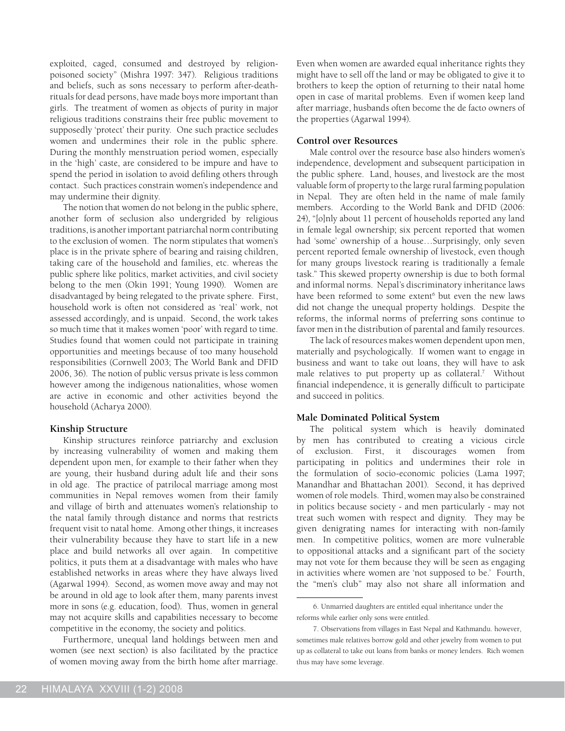exploited, caged, consumed and destroyed by religion-poisoned society" (Mishra 1997: 347). Religious traditions and beliefs, such as sons necessary to perform after-death-rituals for dead persons, have made boys more important than girls. The treatment of women as objects of purity in major religious traditions constrains their free public movement to supposedly 'protect' their purity. One such practice secludes women and undermines their role in the public sphere. During the monthly menstruation period women, especially in the 'high' caste, are considered to be impure and have to spend the period in isolation to avoid defiling others through contact. Such practices constrain women's independence and may undermine their dignity.

The notion that women do not belong in the public sphere, another form of seclusion also undergrided by religious traditions, is another important patriarchal norm contributing to the exclusion of women. The norm stipulates that women's place is in the private sphere of bearing and raising children, taking care of the household and families, etc. whereas the public sphere like politics, market activities, and civil society belong to the men (Okin 1991; Young 1990). Women are disadvantaged by being relegated to the private sphere. First, household work is often not considered as 'real' work, not assessed accordingly, and is unpaid. Second, the work takes so much time that it makes women 'poor' with regard to time. Studies found that women could not participate in training opportunities and meetings because of too many household responsibilities (Cornwell 2003; The World Bank and DFID 2006, 36). The notion of public versus private is less common however among the indigenous nationalities, whose women are active in economic and other activities beyond the household (Acharya 2000).

### Kinship Structure

Kinship structures reinforce patriarchy and exclusion by increasing vulnerability of women and making them dependent upon men, for example to their father when they are young, their husband during adult life and their sons in old age. The practice of patrilocal marriage among most communities in Nepal removes women from their family and village of birth and attenuates women's relationship to the natal family through distance and norms that restricts frequent visit to natal home. Among other things, it increases their vulnerability because they have to start life in a new place and build networks all over again. In competitive politics, it puts them at a disadvantage with males who have established networks in areas where they have always lived (Agarwal 1994). Second, as women move away and may not be around in old age to look after them, many parents invest more in sons (e.g. education, food). Thus, women in general may not acquire skills and capabilities necessary to become competitive in the economy, the society and politics.

Furthermore, unequal land holdings between men and women (see next section) is also facilitated by the practice of women moving away from the birth home after marriage. Even when women are awarded equal inheritance rights they might have to sell off the land or may be obligated to give it to brothers to keep the option of returning to their natal home open in case of marital problems. Even if women keep land after marriage, husbands often become the de facto owners of the properties (Agarwal 1994).

### Control over Resources

Male control over the resource base also hinders women's independence, development and subsequent participation in the public sphere. Land, houses, and livestock are the most valuable form of property to the large rural farming population in Nepal. They are often held in the name of male family members. According to the World Bank and DFID (2006: 24), "[o]nly about 11 percent of households reported any land in female legal ownership; six percent reported that women had 'some' ownership of a house…Surprisingly, only seven percent reported female ownership of livestock, even though for many groups livestock rearing is traditionally a female task." This skewed property ownership is due to both formal and informal norms. Nepal's discriminatory inheritance laws have been reformed to some extent[6] but even the new laws did not change the unequal property holdings. Despite the reforms, the informal norms of preferring sons continue to favor men in the distribution of parental and family resources.

The lack of resources makes women dependent upon men, materially and psychologically. If women want to engage in business and want to take out loans, they will have to ask male relatives to put property up as collateral.[7] Without financial independence, it is generally difficult to participate and succeed in politics.

### Male Dominated Political System

The political system which is heavily dominated by men has contributed to creating a vicious circle of exclusion. First, it discourages women from participating in politics and undermines their role in the formulation of socio-economic policies (Lama 1997; Manandhar and Bhattachan 2001). Second, it has deprived women of role models. Third, women may also be constrained in politics because society - and men particularly - may not treat such women with respect and dignity. They may be given denigrating names for interacting with non-family men. In competitive politics, women are more vulnerable to oppositional attacks and a significant part of the society may not vote for them because they will be seen as engaging in activities where women are 'not supposed to be.' Fourth, the "men's club" may also not share all information and

---

6. Unmarried daughters are entitled equal inheritance under the reforms while earlier only sons were entitled.

7. Observations from villages in East Nepal and Kathmandu. however, sometimes male relatives borrow gold and other jewelry from women to put up as collateral to take out loans from banks or money lenders. Rich women thus may have some leverage.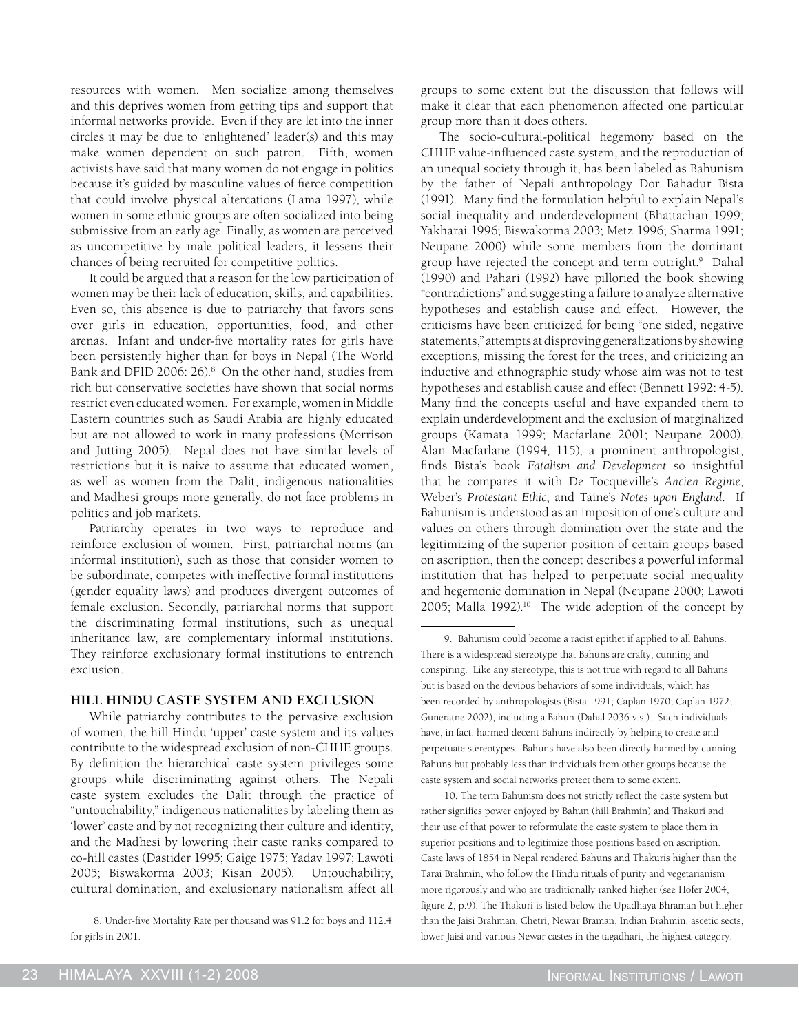resources with women. Men socialize among themselves and this deprives women from getting tips and support that informal networks provide. Even if they are let into the inner circles it may be due to 'enlightened' leader(s) and this may make women dependent on such patron. Fifth, women activists have said that many women do not engage in politics because it's guided by masculine values of fierce competition that could involve physical altercations (Lama 1997), while women in some ethnic groups are often socialized into being submissive from an early age. Finally, as women are perceived as uncompetitive by male political leaders, it lessens their chances of being recruited for competitive politics.

It could be argued that a reason for the low participation of women may be their lack of education, skills, and capabilities. Even so, this absence is due to patriarchy that favors sons over girls in education, opportunities, food, and other arenas. Infant and under-five mortality rates for girls have been persistently higher than for boys in Nepal (The World Bank and DFID 2006: 26).[8] On the other hand, studies from rich but conservative societies have shown that social norms restrict even educated women. For example, women in Middle Eastern countries such as Saudi Arabia are highly educated but are not allowed to work in many professions (Morrison and Jutting 2005). Nepal does not have similar levels of restrictions but it is naive to assume that educated women, as well as women from the Dalit, indigenous nationalities and Madhesi groups more generally, do not face problems in politics and job markets.

Patriarchy operates in two ways to reproduce and reinforce exclusion of women. First, patriarchal norms (an informal institution), such as those that consider women to be subordinate, competes with ineffective formal institutions (gender equality laws) and produces divergent outcomes of female exclusion. Secondly, patriarchal norms that support the discriminating formal institutions, such as unequal inheritance law, are complementary informal institutions. They reinforce exclusionary formal institutions to entrench exclusion.

## HILL HINDU CASTE SYSTEM AND EXCLUSION

While patriarchy contributes to the pervasive exclusion of women, the hill Hindu 'upper' caste system and its values contribute to the widespread exclusion of non-CHHE groups. By definition the hierarchical caste system privileges some groups while discriminating against others. The Nepali caste system excludes the Dalit through the practice of "untouchability," indigenous nationalities by labeling them as 'lower' caste and by not recognizing their culture and identity, and the Madhesi by lowering their caste ranks compared to co-hill castes (Dastider 1995; Gaige 1975; Yadav 1997; Lawoti 2005; Biswakorma 2003; Kisan 2005). Untouchability, cultural domination, and exclusionary nationalism affect all groups to some extent but the discussion that follows will make it clear that each phenomenon affected one particular group more than it does others.

The socio-cultural-political hegemony based on the CHHE value-influenced caste system, and the reproduction of an unequal society through it, has been labeled as Bahunism by the father of Nepali anthropology Dor Bahadur Bista (1991). Many find the formulation helpful to explain Nepal's social inequality and underdevelopment (Bhattachan 1999; Yakharai 1996; Biswakorma 2003; Metz 1996; Sharma 1991; Neupane 2000) while some members from the dominant group have rejected the concept and term outright.[9] Dahal (1990) and Pahari (1992) have pilloried the book showing "contradictions" and suggesting a failure to analyze alternative hypotheses and establish cause and effect. However, the criticisms have been criticized for being "one sided, negative statements," attempts at disproving generalizations by showing exceptions, missing the forest for the trees, and criticizing an inductive and ethnographic study whose aim was not to test hypotheses and establish cause and effect (Bennett 1992: 4-5). Many find the concepts useful and have expanded them to explain underdevelopment and the exclusion of marginalized groups (Kamata 1999; Macfarlane 2001; Neupane 2000). Alan Macfarlane (1994, 115), a prominent anthropologist, finds Bista's book *Fatalism and Development* so insightful that he compares it with De Tocqueville's *Ancien Regime*, Weber's *Protestant Ethic*, and Taine's *Notes upon England*. If Bahunism is understood as an imposition of one's culture and values on others through domination over the state and the legitimizing of the superior position of certain groups based on ascription, then the concept describes a powerful informal institution that has helped to perpetuate social inequality and hegemonic domination in Nepal (Neupane 2000; Lawoti 2005; Malla 1992).[10] The wide adoption of the concept by

---

8. Under-five Mortality Rate per thousand was 91.2 for boys and 112.4 for girls in 2001.

9. Bahunism could become a racist epithet if applied to all Bahuns. There is a widespread stereotype that Bahuns are crafty, cunning and conspiring. Like any stereotype, this is not true with regard to all Bahuns but is based on the devious behaviors of some individuals, which has been recorded by anthropologists (Bista 1991; Caplan 1970; Caplan 1972; Guneratne 2002), including a Bahun (Dahal 2036 v.s.). Such individuals have, in fact, harmed decent Bahuns indirectly by helping to create and perpetuate stereotypes. Bahuns have also been directly harmed by cunning Bahuns but probably less than individuals from other groups because the caste system and social networks protect them to some extent.

10. The term Bahunism does not strictly reflect the caste system but rather signifies power enjoyed by Bahun (hill Brahmin) and Thakuri and their use of that power to reformulate the caste system to place them in superior positions and to legitimize those positions based on ascription. Caste laws of 1854 in Nepal rendered Bahuns and Thakuris higher than the Tarai Brahmin, who follow the Hindu rituals of purity and vegetarianism more rigorously and who are traditionally ranked higher (see Hofer 2004, figure 2, p.9). The Thakuri is listed below the Upadhaya Bhraman but higher than the Jaisi Brahman, Chetri, Newar Braman, Indian Brahmin, ascetic sects, lower Jaisi and various Newar castes in the tagadhari, the highest category.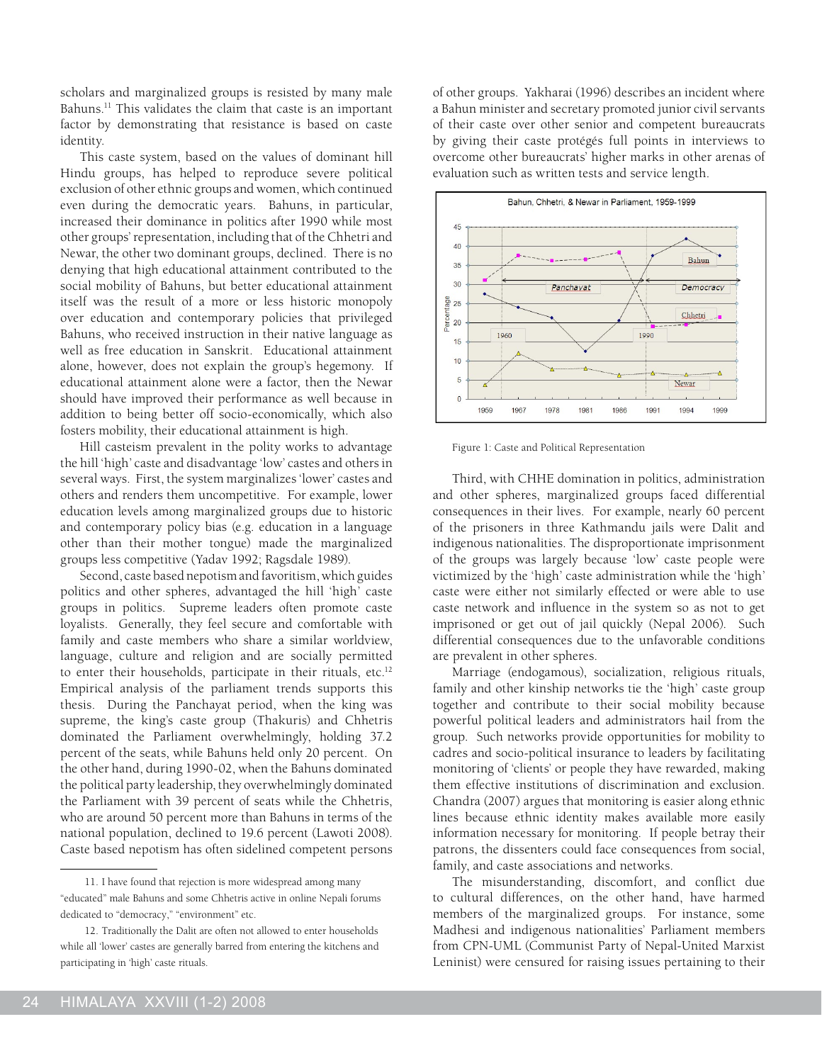scholars and marginalized groups is resisted by many male Bahuns.[11] This validates the claim that caste is an important factor by demonstrating that resistance is based on caste identity.

This caste system, based on the values of dominant hill Hindu groups, has helped to reproduce severe political exclusion of other ethnic groups and women, which continued even during the democratic years. Bahuns, in particular, increased their dominance in politics after 1990 while most other groups' representation, including that of the Chhetri and Newar, the other two dominant groups, declined. There is no denying that high educational attainment contributed to the social mobility of Bahuns, but better educational attainment itself was the result of a more or less historic monopoly over education and contemporary policies that privileged Bahuns, who received instruction in their native language as well as free education in Sanskrit. Educational attainment alone, however, does not explain the group's hegemony. If educational attainment alone were a factor, then the Newar should have improved their performance as well because in addition to being better off socio-economically, which also fosters mobility, their educational attainment is high.

Hill casteism prevalent in the polity works to advantage the hill 'high' caste and disadvantage 'low' castes and others in several ways. First, the system marginalizes 'lower' castes and others and renders them uncompetitive. For example, lower education levels among marginalized groups due to historic and contemporary policy bias (e.g. education in a language other than their mother tongue) made the marginalized groups less competitive (Yadav 1992; Ragsdale 1989).

Second, caste based nepotism and favoritism, which guides politics and other spheres, advantaged the hill 'high' caste groups in politics. Supreme leaders often promote caste loyalists. Generally, they feel secure and comfortable with family and caste members who share a similar worldview, language, culture and religion and are socially permitted to enter their households, participate in their rituals, etc.[12] Empirical analysis of the parliament trends supports this thesis. During the Panchayat period, when the king was supreme, the king's caste group (Thakuris) and Chhetris dominated the Parliament overwhelmingly, holding 37.2 percent of the seats, while Bahuns held only 20 percent. On the other hand, during 1990-02, when the Bahuns dominated the political party leadership, they overwhelmingly dominated the Parliament with 39 percent of seats while the Chhetris, who are around 50 percent more than Bahuns in terms of the national population, declined to 19.6 percent (Lawoti 2008). Caste based nepotism has often sidelined competent persons of other groups. Yakharai (1996) describes an incident where a Bahun minister and secretary promoted junior civil servants of their caste over other senior and competent bureaucrats by giving their caste protégés full points in interviews to overcome other bureaucrats' higher marks in other arenas of evaluation such as written tests and service length.

Figure 1: Caste and Political Representation

Third, with CHHE domination in politics, administration and other spheres, marginalized groups faced differential consequences in their lives. For example, nearly 60 percent of the prisoners in three Kathmandu jails were Dalit and indigenous nationalities. The disproportionate imprisonment of the groups was largely because 'low' caste people were victimized by the 'high' caste administration while the 'high' caste were either not similarly effected or were able to use caste network and influence in the system so as not to get imprisoned or get out of jail quickly (Nepal 2006). Such differential consequences due to the unfavorable conditions are prevalent in other spheres.

Marriage (endogamous), socialization, religious rituals, family and other kinship networks tie the 'high' caste group together and contribute to their social mobility because powerful political leaders and administrators hail from the group. Such networks provide opportunities for mobility to cadres and socio-political insurance to leaders by facilitating monitoring of 'clients' or people they have rewarded, making them effective institutions of discrimination and exclusion. Chandra (2007) argues that monitoring is easier along ethnic lines because ethnic identity makes available more easily information necessary for monitoring. If people betray their patrons, the dissenters could face consequences from social, family, and caste associations and networks.

The misunderstanding, discomfort, and conflict due to cultural differences, on the other hand, have harmed members of the marginalized groups. For instance, some Madhesi and indigenous nationalities' Parliament members from CPN-UML (Communist Party of Nepal-United Marxist Leninist) were censured for raising issues pertaining to their

11. I have found that rejection is more widespread among many "educated" male Bahuns and some Chhetris active in online Nepali forums dedicated to "democracy," "environment" etc.

12. Traditionally the Dalit are often not allowed to enter households while all 'lower' castes are generally barred from entering the kitchens and participating in 'high' caste rituals.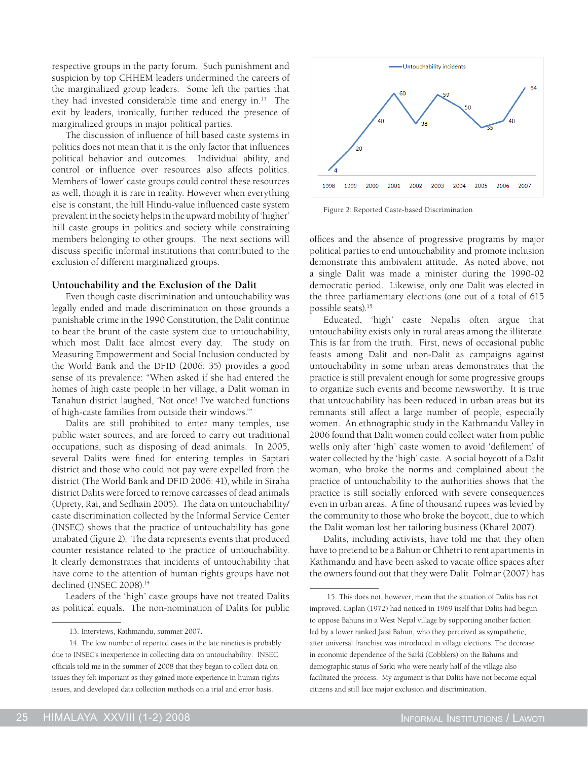respective groups in the party forum. Such punishment and suspicion by top CHHEM leaders undermined the careers of the marginalized group leaders. Some left the parties that they had invested considerable time and energy in.[13] The exit by leaders, ironically, further reduced the presence of marginalized groups in major political parties.

The discussion of influence of hill based caste systems in politics does not mean that it is the only factor that influences political behavior and outcomes. Individual ability, and control or influence over resources also affects politics. Members of 'lower' caste groups could control these resources as well, though it is rare in reality. However when everything else is constant, the hill Hindu-value influenced caste system prevalent in the society helps in the upward mobility of 'higher' hill caste groups in politics and society while constraining members belonging to other groups. The next sections will discuss specific informal institutions that contributed to the exclusion of different marginalized groups.

### Untouchability and the Exclusion of the Dalit

Even though caste discrimination and untouchability was legally ended and made discrimination on those grounds a punishable crime in the 1990 Constitution, the Dalit continue to bear the brunt of the caste system due to untouchability, which most Dalit face almost every day. The study on Measuring Empowerment and Social Inclusion conducted by the World Bank and the DFID (2006: 35) provides a good sense of its prevalence: "When asked if she had entered the homes of high caste people in her village, a Dalit woman in Tanahun district laughed, 'Not once! I've watched functions of high-caste families from outside their windows.'"

Dalits are still prohibited to enter many temples, use public water sources, and are forced to carry out traditional occupations, such as disposing of dead animals. In 2005, several Dalits were fined for entering temples in Saptari district and those who could not pay were expelled from the district (The World Bank and DFID 2006: 41), while in Siraha district Dalits were forced to remove carcasses of dead animals (Uprety, Rai, and Sedhain 2005). The data on untouchability/caste discrimination collected by the Informal Service Center (INSEC) shows that the practice of untouchability has gone unabated (figure 2). The data represents events that produced counter resistance related to the practice of untouchability. It clearly demonstrates that incidents of untouchability that have come to the attention of human rights groups have not declined (INSEC 2008).[14]

Leaders of the 'high' caste groups have not treated Dalits as political equals. The non-nomination of Dalits for public offices and the absence of progressive programs by major political parties to end untouchability and promote inclusion demonstrate this ambivalent attitude. As noted above, not a single Dalit was made a minister during the 1990-02 democratic period. Likewise, only one Dalit was elected in the three parliamentary elections (one out of a total of 615 possible seats).[15]

| Year | Untouchability incidents |
|---|---|
| 1998 | 4 |
| 1999 | 20 |
| 2000 | 40 |
| 2001 | 60 |
| 2002 | 38 |
| 2003 | 59 |
| 2004 | 50 |
| 2005 | 35 |
| 2006 | 40 |
| 2007 | 64 |

Figure 2: Reported Caste-based Discrimination

Educated, 'high' caste Nepalis often argue that untouchability exists only in rural areas among the illiterate. This is far from the truth. First, news of occasional public feasts among Dalit and non-Dalit as campaigns against untouchability in some urban areas demonstrates that the practice is still prevalent enough for some progressive groups to organize such events and become newsworthy. It is true that untouchability has been reduced in urban areas but its remnants still affect a large number of people, especially women. An ethnographic study in the Kathmandu Valley in 2006 found that Dalit women could collect water from public wells only after 'high' caste women to avoid 'defilement' of water collected by the 'high' caste. A social boycott of a Dalit woman, who broke the norms and complained about the practice of untouchability to the authorities shows that the practice is still socially enforced with severe consequences even in urban areas. A fine of thousand rupees was levied by the community to those who broke the boycott, due to which the Dalit woman lost her tailoring business (Kharel 2007).

Dalits, including activists, have told me that they often have to pretend to be a Bahun or Chhetri to rent apartments in Kathmandu and have been asked to vacate office spaces after the owners found out that they were Dalit. Folmar (2007) has

---

13. Interviews, Kathmandu, summer 2007.

14. The low number of reported cases in the late nineties is probably due to INSEC's inexperience in collecting data on untouchability. INSEC officials told me in the summer of 2008 that they began to collect data on issues they felt important as they gained more experience in human rights issues, and developed data collection methods on a trial and error basis.

15. This does not, however, mean that the situation of Dalits has not improved. Caplan (1972) had noticed in 1969 itself that Dalits had begun to oppose Bahuns in a West Nepal village by supporting another faction led by a lower ranked Jaisi Bahun, who they perceived as sympathetic, after universal franchise was introduced in village elections. The decrease in economic dependence of the Sarki (Cobblers) on the Bahuns and demographic status of Sarki who were nearly half of the village also facilitated the process. My argument is that Dalits have not become equal citizens and still face major exclusion and discrimination.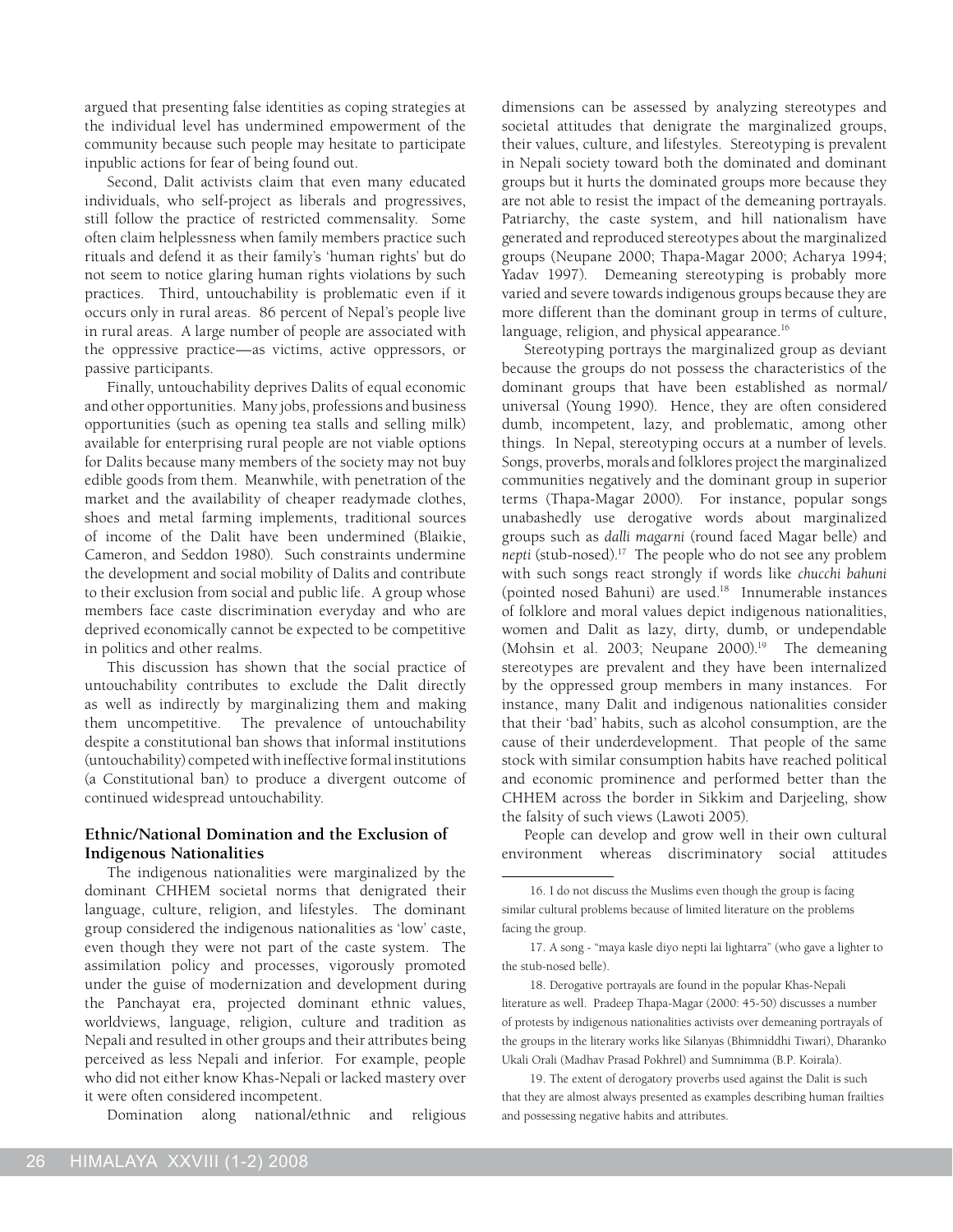argued that presenting false identities as coping strategies at the individual level has undermined empowerment of the community because such people may hesitate to participate inpublic actions for fear of being found out.

Second, Dalit activists claim that even many educated individuals, who self-project as liberals and progressives, still follow the practice of restricted commensality. Some often claim helplessness when family members practice such rituals and defend it as their family's 'human rights' but do not seem to notice glaring human rights violations by such practices. Third, untouchability is problematic even if it occurs only in rural areas. 86 percent of Nepal's people live in rural areas. A large number of people are associated with the oppressive practice—as victims, active oppressors, or passive participants.

Finally, untouchability deprives Dalits of equal economic and other opportunities. Many jobs, professions and business opportunities (such as opening tea stalls and selling milk) available for enterprising rural people are not viable options for Dalits because many members of the society may not buy edible goods from them. Meanwhile, with penetration of the market and the availability of cheaper readymade clothes, shoes and metal farming implements, traditional sources of income of the Dalit have been undermined (Blaikie, Cameron, and Seddon 1980). Such constraints undermine the development and social mobility of Dalits and contribute to their exclusion from social and public life. A group whose members face caste discrimination everyday and who are deprived economically cannot be expected to be competitive in politics and other realms.

This discussion has shown that the social practice of untouchability contributes to exclude the Dalit directly as well as indirectly by marginalizing them and making them uncompetitive. The prevalence of untouchability despite a constitutional ban shows that informal institutions (untouchability) competed with ineffective formal institutions (a Constitutional ban) to produce a divergent outcome of continued widespread untouchability.

### Ethnic/National Domination and the Exclusion of Indigenous Nationalities

The indigenous nationalities were marginalized by the dominant CHHEM societal norms that denigrated their language, culture, religion, and lifestyles. The dominant group considered the indigenous nationalities as 'low' caste, even though they were not part of the caste system. The assimilation policy and processes, vigorously promoted under the guise of modernization and development during the Panchayat era, projected dominant ethnic values, worldviews, language, religion, culture and tradition as Nepali and resulted in other groups and their attributes being perceived as less Nepali and inferior. For example, people who did not either know Khas-Nepali or lacked mastery over it were often considered incompetent.

Domination along national/ethnic and religious dimensions can be assessed by analyzing stereotypes and societal attitudes that denigrate the marginalized groups, their values, culture, and lifestyles. Stereotyping is prevalent in Nepali society toward both the dominated and dominant groups but it hurts the dominated groups more because they are not able to resist the impact of the demeaning portrayals. Patriarchy, the caste system, and hill nationalism have generated and reproduced stereotypes about the marginalized groups (Neupane 2000; Thapa-Magar 2000; Acharya 1994; Yadav 1997). Demeaning stereotyping is probably more varied and severe towards indigenous groups because they are more different than the dominant group in terms of culture, language, religion, and physical appearance.[16]

Stereotyping portrays the marginalized group as deviant because the groups do not possess the characteristics of the dominant groups that have been established as normal/ universal (Young 1990). Hence, they are often considered dumb, incompetent, lazy, and problematic, among other things. In Nepal, stereotyping occurs at a number of levels. Songs, proverbs, morals and folklores project the marginalized communities negatively and the dominant group in superior terms (Thapa-Magar 2000). For instance, popular songs unabashedly use derogative words about marginalized groups such as *dalli magarni* (round faced Magar belle) and *nepti* (stub-nosed).[17] The people who do not see any problem with such songs react strongly if words like *chucchi bahuni* (pointed nosed Bahuni) are used.[18] Innumerable instances of folklore and moral values depict indigenous nationalities, women and Dalit as lazy, dirty, dumb, or undependable (Mohsin et al. 2003; Neupane 2000).[19] The demeaning stereotypes are prevalent and they have been internalized by the oppressed group members in many instances. For instance, many Dalit and indigenous nationalities consider that their 'bad' habits, such as alcohol consumption, are the cause of their underdevelopment. That people of the same stock with similar consumption habits have reached political and economic prominence and performed better than the CHHEM across the border in Sikkim and Darjeeling, show the falsity of such views (Lawoti 2005).

People can develop and grow well in their own cultural environment whereas discriminatory social attitudes

---

16. I do not discuss the Muslims even though the group is facing similar cultural problems because of limited literature on the problems facing the group.

17. A song - "maya kasle diyo nepti lai lightarra" (who gave a lighter to the stub-nosed belle).

18. Derogative portrayals are found in the popular Khas-Nepali literature as well. Pradeep Thapa-Magar (2000: 45-50) discusses a number of protests by indigenous nationalities activists over demeaning portrayals of the groups in the literary works like Silanyas (Bhimniddhi Tiwari), Dharanko Ukali Orali (Madhav Prasad Pokhrel) and Sumnimma (B.P. Koirala).

19. The extent of derogatory proverbs used against the Dalit is such that they are almost always presented as examples describing human frailties and possessing negative habits and attributes.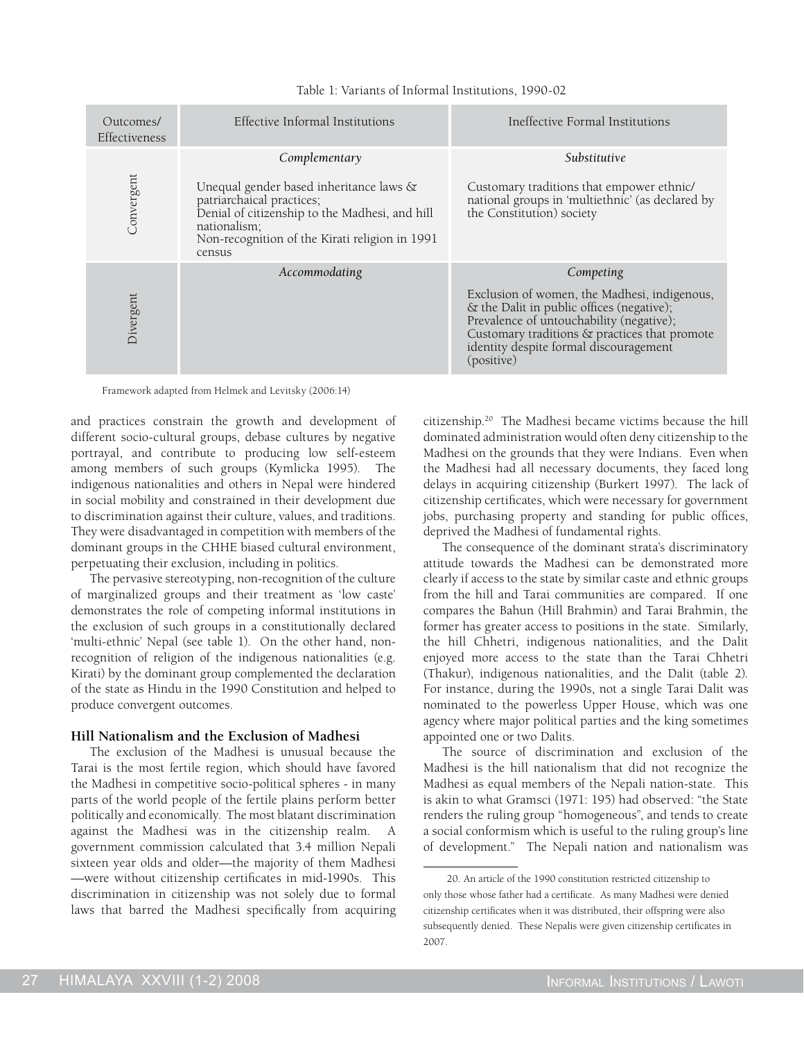Table 1: Variants of Informal Institutions, 1990-02

| Outcomes/ Effectiveness | Effective Informal Institutions | Ineffective Formal Institutions |
|---|---|---|
| Convergent | *Complementary*<br><br>Unequal gender based inheritance laws & patriarchaical practices;<br>Denial of citizenship to the Madhesi, and hill nationalism;<br>Non-recognition of the Kirati religion in 1991 census | *Substitutive*<br><br>Customary traditions that empower ethnic/ national groups in 'multiethnic' (as declared by the Constitution) society |
| Divergent | *Accommodating* | *Competing*<br><br>Exclusion of women, the Madhesi, indigenous, & the Dalit in public offices (negative);<br>Prevalence of untouchability (negative);<br>Customary traditions & practices that promote identity despite formal discouragement (positive) |

Framework adapted from Helmek and Levitsky (2006:14)

and practices constrain the growth and development of different socio-cultural groups, debase cultures by negative portrayal, and contribute to producing low self-esteem among members of such groups (Kymlicka 1995). The indigenous nationalities and others in Nepal were hindered in social mobility and constrained in their development due to discrimination against their culture, values, and traditions. They were disadvantaged in competition with members of the dominant groups in the CHHE biased cultural environment, perpetuating their exclusion, including in politics.

The pervasive stereotyping, non-recognition of the culture of marginalized groups and their treatment as 'low caste' demonstrates the role of competing informal institutions in the exclusion of such groups in a constitutionally declared 'multi-ethnic' Nepal (see table 1). On the other hand, non-recognition of religion of the indigenous nationalities (e.g. Kirati) by the dominant group complemented the declaration of the state as Hindu in the 1990 Constitution and helped to produce convergent outcomes.

### Hill Nationalism and the Exclusion of Madhesi

The exclusion of the Madhesi is unusual because the Tarai is the most fertile region, which should have favored the Madhesi in competitive socio-political spheres - in many parts of the world people of the fertile plains perform better politically and economically. The most blatant discrimination against the Madhesi was in the citizenship realm. A government commission calculated that 3.4 million Nepali sixteen year olds and older—the majority of them Madhesi —were without citizenship certificates in mid-1990s. This discrimination in citizenship was not solely due to formal laws that barred the Madhesi specifically from acquiring citizenship.[20] The Madhesi became victims because the hill dominated administration would often deny citizenship to the Madhesi on the grounds that they were Indians. Even when the Madhesi had all necessary documents, they faced long delays in acquiring citizenship (Burkert 1997). The lack of citizenship certificates, which were necessary for government jobs, purchasing property and standing for public offices, deprived the Madhesi of fundamental rights.

The consequence of the dominant strata's discriminatory attitude towards the Madhesi can be demonstrated more clearly if access to the state by similar caste and ethnic groups from the hill and Tarai communities are compared. If one compares the Bahun (Hill Brahmin) and Tarai Brahmin, the former has greater access to positions in the state. Similarly, the hill Chhetri, indigenous nationalities, and the Dalit enjoyed more access to the state than the Tarai Chhetri (Thakur), indigenous nationalities, and the Dalit (table 2). For instance, during the 1990s, not a single Tarai Dalit was nominated to the powerless Upper House, which was one agency where major political parties and the king sometimes appointed one or two Dalits.

The source of discrimination and exclusion of the Madhesi is the hill nationalism that did not recognize the Madhesi as equal members of the Nepali nation-state. This is akin to what Gramsci (1971: 195) had observed: "the State renders the ruling group "homogeneous", and tends to create a social conformism which is useful to the ruling group's line of development." The Nepali nation and nationalism was

20. An article of the 1990 constitution restricted citizenship to only those whose father had a certificate. As many Madhesi were denied citizenship certificates when it was distributed, their offspring were also subsequently denied. These Nepalis were given citizenship certificates in 2007.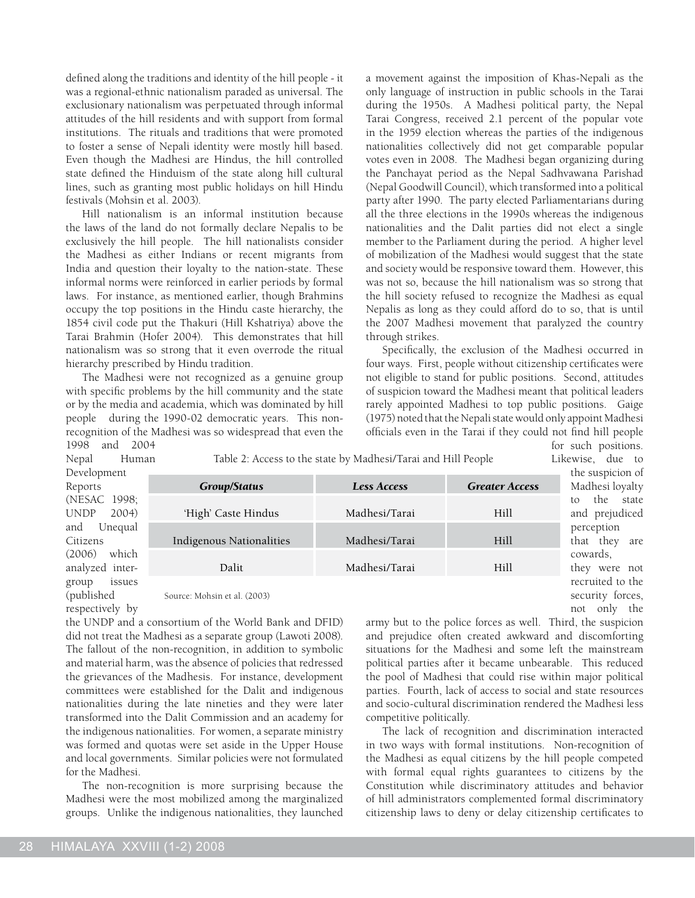defined along the traditions and identity of the hill people - it was a regional-ethnic nationalism paraded as universal. The exclusionary nationalism was perpetuated through informal attitudes of the hill residents and with support from formal institutions. The rituals and traditions that were promoted to foster a sense of Nepali identity were mostly hill based. Even though the Madhesi are Hindus, the hill controlled state defined the Hinduism of the state along hill cultural lines, such as granting most public holidays on hill Hindu festivals (Mohsin et al. 2003).

Hill nationalism is an informal institution because the laws of the land do not formally declare Nepalis to be exclusively the hill people. The hill nationalists consider the Madhesi as either Indians or recent migrants from India and question their loyalty to the nation-state. These informal norms were reinforced in earlier periods by formal laws. For instance, as mentioned earlier, though Brahmins occupy the top positions in the Hindu caste hierarchy, the 1854 civil code put the Thakuri (Hill Kshatriya) above the Tarai Brahmin (Hofer 2004). This demonstrates that hill nationalism was so strong that it even overrode the ritual hierarchy prescribed by Hindu tradition.

The Madhesi were not recognized as a genuine group with specific problems by the hill community and the state or by the media and academia, which was dominated by hill people during the 1990-02 democratic years. This non-recognition of the Madhesi was so widespread that even the 1998 and 2004 Nepal Human Development Reports (NESAC 1998; UNDP 2004) and Unequal Citizens (2006) which analyzed inter-group issues (published respectively by the UNDP and a consortium of the World Bank and DFID) did not treat the Madhesi as a separate group (Lawoti 2008). The fallout of the non-recognition, in addition to symbolic and material harm, was the absence of policies that redressed the grievances of the Madhesis. For instance, development committees were established for the Dalit and indigenous nationalities during the late nineties and they were later transformed into the Dalit Commission and an academy for the indigenous nationalities. For women, a separate ministry was formed and quotas were set aside in the Upper House and local governments. Similar policies were not formulated for the Madhesi.

The non-recognition is more surprising because the Madhesi were the most mobilized among the marginalized groups. Unlike the indigenous nationalities, they launched a movement against the imposition of Khas-Nepali as the only language of instruction in public schools in the Tarai during the 1950s. A Madhesi political party, the Nepal Tarai Congress, received 2.1 percent of the popular vote in the 1959 election whereas the parties of the indigenous nationalities collectively did not get comparable popular votes even in 2008. The Madhesi began organizing during the Panchayat period as the Nepal Sadhvawana Parishad (Nepal Goodwill Council), which transformed into a political party after 1990. The party elected Parliamentarians during all the three elections in the 1990s whereas the indigenous nationalities and the Dalit parties did not elect a single member to the Parliament during the period. A higher level of mobilization of the Madhesi would suggest that the state and society would be responsive toward them. However, this was not so, because the hill nationalism was so strong that the hill society refused to recognize the Madhesi as equal Nepalis as long as they could afford do to so, that is until the 2007 Madhesi movement that paralyzed the country through strikes.

Specifically, the exclusion of the Madhesi occurred in four ways. First, people without citizenship certificates were not eligible to stand for public positions. Second, attitudes of suspicion toward the Madhesi meant that political leaders rarely appointed Madhesi to top public positions. Gaige (1975) noted that the Nepali state would only appoint Madhesi officials even in the Tarai if they could not find hill people for such positions. Likewise, due to the suspicion of Madhesi loyalty to the state and prejudiced perception that they are cowards, they were not recruited to the security forces, not only the army but to the police forces as well. Third, the suspicion and prejudice often created awkward and discomforting situations for the Madhesi and some left the mainstream political parties after it became unbearable. This reduced the pool of Madhesi that could rise within major political parties. Fourth, lack of access to social and state resources and socio-cultural discrimination rendered the Madhesi less competitive politically.

Table 2: Access to the state by Madhesi/Tarai and Hill People

| *Group/Status* | *Less Access* | *Greater Access* |
|---|---|---|
| 'High' Caste Hindus | Madhesi/Tarai | Hill |
| Indigenous Nationalities | Madhesi/Tarai | Hill |
| Dalit | Madhesi/Tarai | Hill |

Source: Mohsin et al. (2003)

The lack of recognition and discrimination interacted in two ways with formal institutions. Non-recognition of the Madhesi as equal citizens by the hill people competed with formal equal rights guarantees to citizens by the Constitution while discriminatory attitudes and behavior of hill administrators complemented formal discriminatory citizenship laws to deny or delay citizenship certificates to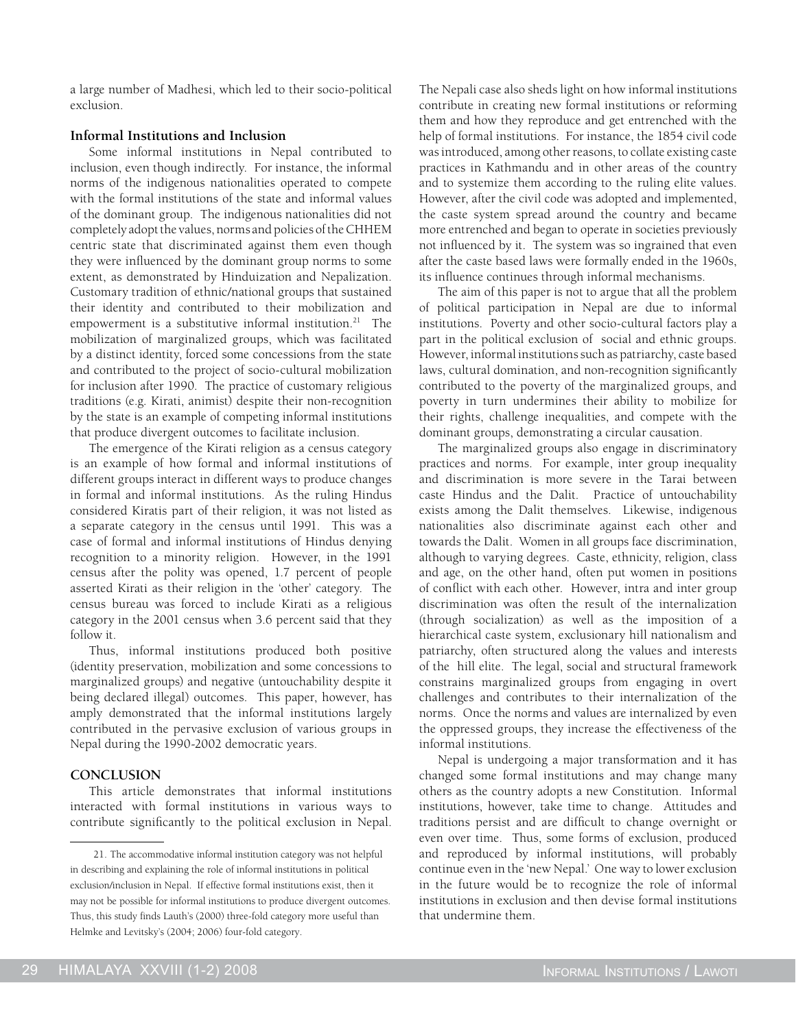a large number of Madhesi, which led to their socio-political exclusion.

### Informal Institutions and Inclusion

Some informal institutions in Nepal contributed to inclusion, even though indirectly. For instance, the informal norms of the indigenous nationalities operated to compete with the formal institutions of the state and informal values of the dominant group. The indigenous nationalities did not completely adopt the values, norms and policies of the CHHEM centric state that discriminated against them even though they were influenced by the dominant group norms to some extent, as demonstrated by Hinduization and Nepalization. Customary tradition of ethnic/national groups that sustained their identity and contributed to their mobilization and empowerment is a substitutive informal institution.[21] The mobilization of marginalized groups, which was facilitated by a distinct identity, forced some concessions from the state and contributed to the project of socio-cultural mobilization for inclusion after 1990. The practice of customary religious traditions (e.g. Kirati, animist) despite their non-recognition by the state is an example of competing informal institutions that produce divergent outcomes to facilitate inclusion.

The emergence of the Kirati religion as a census category is an example of how formal and informal institutions of different groups interact in different ways to produce changes in formal and informal institutions. As the ruling Hindus considered Kiratis part of their religion, it was not listed as a separate category in the census until 1991. This was a case of formal and informal institutions of Hindus denying recognition to a minority religion. However, in the 1991 census after the polity was opened, 1.7 percent of people asserted Kirati as their religion in the 'other' category. The census bureau was forced to include Kirati as a religious category in the 2001 census when 3.6 percent said that they follow it.

Thus, informal institutions produced both positive (identity preservation, mobilization and some concessions to marginalized groups) and negative (untouchability despite it being declared illegal) outcomes. This paper, however, has amply demonstrated that the informal institutions largely contributed in the pervasive exclusion of various groups in Nepal during the 1990-2002 democratic years.

## CONCLUSION

This article demonstrates that informal institutions interacted with formal institutions in various ways to contribute significantly to the political exclusion in Nepal. The Nepali case also sheds light on how informal institutions contribute in creating new formal institutions or reforming them and how they reproduce and get entrenched with the help of formal institutions. For instance, the 1854 civil code was introduced, among other reasons, to collate existing caste practices in Kathmandu and in other areas of the country and to systemize them according to the ruling elite values. However, after the civil code was adopted and implemented, the caste system spread around the country and became more entrenched and began to operate in societies previously not influenced by it. The system was so ingrained that even after the caste based laws were formally ended in the 1960s, its influence continues through informal mechanisms.

The aim of this paper is not to argue that all the problem of political participation in Nepal are due to informal institutions. Poverty and other socio-cultural factors play a part in the political exclusion of social and ethnic groups. However, informal institutions such as patriarchy, caste based laws, cultural domination, and non-recognition significantly contributed to the poverty of the marginalized groups, and poverty in turn undermines their ability to mobilize for their rights, challenge inequalities, and compete with the dominant groups, demonstrating a circular causation.

The marginalized groups also engage in discriminatory practices and norms. For example, inter group inequality and discrimination is more severe in the Tarai between caste Hindus and the Dalit. Practice of untouchability exists among the Dalit themselves. Likewise, indigenous nationalities also discriminate against each other and towards the Dalit. Women in all groups face discrimination, although to varying degrees. Caste, ethnicity, religion, class and age, on the other hand, often put women in positions of conflict with each other. However, intra and inter group discrimination was often the result of the internalization (through socialization) as well as the imposition of a hierarchical caste system, exclusionary hill nationalism and patriarchy, often structured along the values and interests of the hill elite. The legal, social and structural framework constrains marginalized groups from engaging in overt challenges and contributes to their internalization of the norms. Once the norms and values are internalized by even the oppressed groups, they increase the effectiveness of the informal institutions.

Nepal is undergoing a major transformation and it has changed some formal institutions and may change many others as the country adopts a new Constitution. Informal institutions, however, take time to change. Attitudes and traditions persist and are difficult to change overnight or even over time. Thus, some forms of exclusion, produced and reproduced by informal institutions, will probably continue even in the 'new Nepal.' One way to lower exclusion in the future would be to recognize the role of informal institutions in exclusion and then devise formal institutions that undermine them.

---

21. The accommodative informal institution category was not helpful in describing and explaining the role of informal institutions in political exclusion/inclusion in Nepal. If effective formal institutions exist, then it may not be possible for informal institutions to produce divergent outcomes. Thus, this study finds Lauth's (2000) three-fold category more useful than Helmke and Levitsky's (2004; 2006) four-fold category.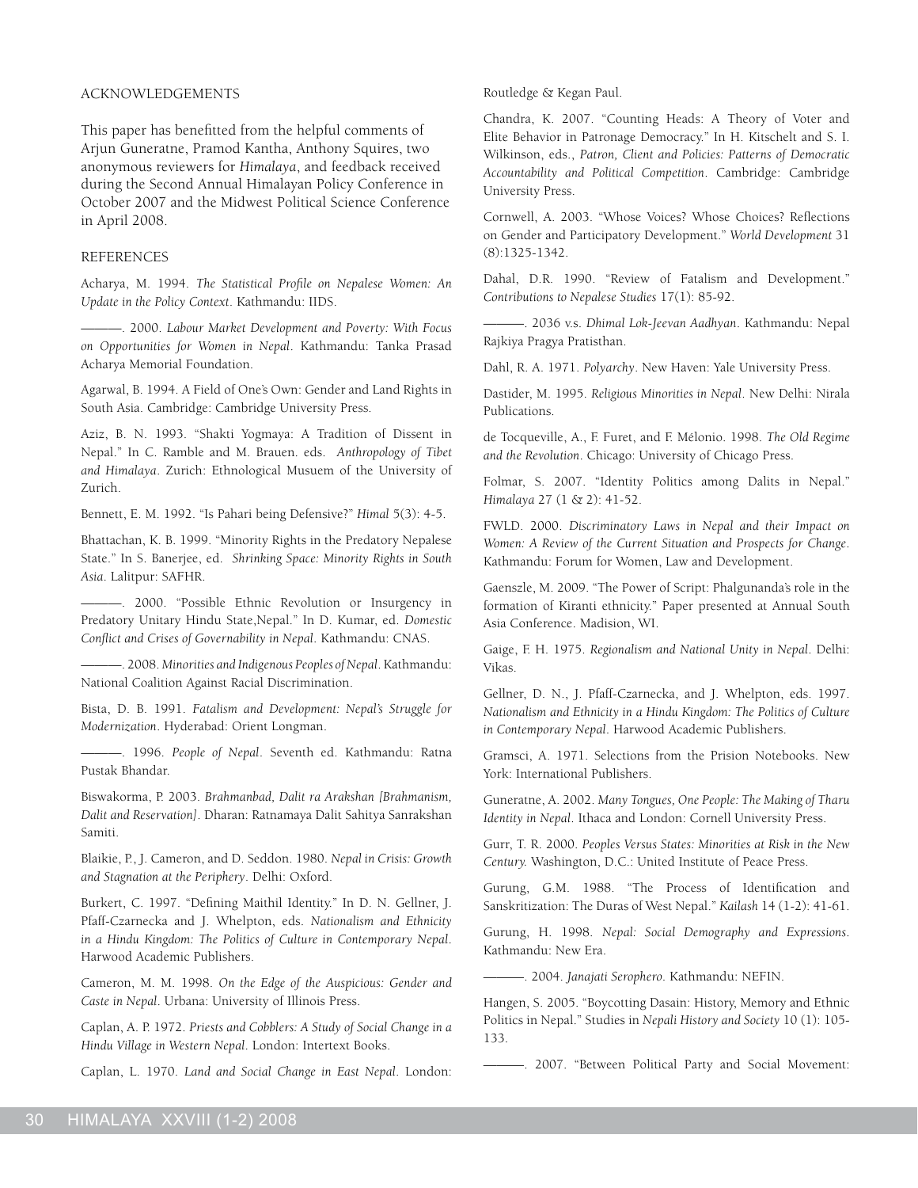ACKNOWLEDGEMENTS

This paper has benefitted from the helpful comments of Arjun Guneratne, Pramod Kantha, Anthony Squires, two anonymous reviewers for *Himalaya*, and feedback received during the Second Annual Himalayan Policy Conference in October 2007 and the Midwest Political Science Conference in April 2008.

REFERENCES

Acharya, M. 1994. *The Statistical Profile on Nepalese Women: An Update in the Policy Context*. Kathmandu: IIDS.

———. 2000. *Labour Market Development and Poverty: With Focus on Opportunities for Women in Nepal*. Kathmandu: Tanka Prasad Acharya Memorial Foundation.

Agarwal, B. 1994. A Field of One's Own: Gender and Land Rights in South Asia. Cambridge: Cambridge University Press.

Aziz, B. N. 1993. "Shakti Yogmaya: A Tradition of Dissent in Nepal." In C. Ramble and M. Brauen. eds. *Anthropology of Tibet and Himalaya*. Zurich: Ethnological Musuem of the University of Zurich.

Bennett, E. M. 1992. "Is Pahari being Defensive?" *Himal* 5(3): 4-5.

Bhattachan, K. B. 1999. "Minority Rights in the Predatory Nepalese State." In S. Banerjee, ed. *Shrinking Space: Minority Rights in South Asia*. Lalitpur: SAFHR.

———. 2000. "Possible Ethnic Revolution or Insurgency in Predatory Unitary Hindu State,Nepal." In D. Kumar, ed. *Domestic Conflict and Crises of Governability in Nepal*. Kathmandu: CNAS.

———. 2008. *Minorities and Indigenous Peoples of Nepal*. Kathmandu: National Coalition Against Racial Discrimination.

Bista, D. B. 1991. *Fatalism and Development: Nepal's Struggle for Modernization*. Hyderabad: Orient Longman.

———. 1996. *People of Nepal*. Seventh ed. Kathmandu: Ratna Pustak Bhandar.

Biswakorma, P. 2003. *Brahmanbad, Dalit ra Arakshan [Brahmanism, Dalit and Reservation]*. Dharan: Ratnamaya Dalit Sahitya Sanrakshan Samiti.

Blaikie, P., J. Cameron, and D. Seddon. 1980. *Nepal in Crisis: Growth and Stagnation at the Periphery*. Delhi: Oxford.

Burkert, C. 1997. "Defining Maithil Identity." In D. N. Gellner, J. Pfaff-Czarnecka and J. Whelpton, eds. *Nationalism and Ethnicity in a Hindu Kingdom: The Politics of Culture in Contemporary Nepal*. Harwood Academic Publishers.

Cameron, M. M. 1998. *On the Edge of the Auspicious: Gender and Caste in Nepal*. Urbana: University of Illinois Press.

Caplan, A. P. 1972. *Priests and Cobblers: A Study of Social Change in a Hindu Village in Western Nepal*. London: Intertext Books.

Caplan, L. 1970. *Land and Social Change in East Nepal*. London: Routledge & Kegan Paul.

Chandra, K. 2007. "Counting Heads: A Theory of Voter and Elite Behavior in Patronage Democracy." In H. Kitschelt and S. I. Wilkinson, eds., *Patron, Client and Policies: Patterns of Democratic Accountability and Political Competition*. Cambridge: Cambridge University Press.

Cornwell, A. 2003. "Whose Voices? Whose Choices? Reflections on Gender and Participatory Development." *World Development* 31 (8):1325-1342.

Dahal, D.R. 1990. "Review of Fatalism and Development." *Contributions to Nepalese Studies* 17(1): 85-92.

———. 2036 v.s. *Dhimal Lok-Jeevan Aadhyan*. Kathmandu: Nepal Rajkiya Pragya Pratisthan.

Dahl, R. A. 1971. *Polyarchy*. New Haven: Yale University Press.

Dastider, M. 1995. *Religious Minorities in Nepal*. New Delhi: Nirala Publications.

de Tocqueville, A., F. Furet, and F. Mélonio. 1998. *The Old Regime and the Revolution*. Chicago: University of Chicago Press.

Folmar, S. 2007. "Identity Politics among Dalits in Nepal." *Himalaya* 27 (1 & 2): 41-52.

FWLD. 2000. *Discriminatory Laws in Nepal and their Impact on Women: A Review of the Current Situation and Prospects for Change*. Kathmandu: Forum for Women, Law and Development.

Gaenszle, M. 2009. "The Power of Script: Phalgunanda's role in the formation of Kiranti ethnicity." Paper presented at Annual South Asia Conference. Madision, WI.

Gaige, F. H. 1975. *Regionalism and National Unity in Nepal*. Delhi: Vikas.

Gellner, D. N., J. Pfaff-Czarnecka, and J. Whelpton, eds. 1997. *Nationalism and Ethnicity in a Hindu Kingdom: The Politics of Culture in Contemporary Nepal*. Harwood Academic Publishers.

Gramsci, A. 1971. Selections from the Prision Notebooks. New York: International Publishers.

Guneratne, A. 2002. *Many Tongues, One People: The Making of Tharu Identity in Nepal*. Ithaca and London: Cornell University Press.

Gurr, T. R. 2000. *Peoples Versus States: Minorities at Risk in the New Century.* Washington, D.C.: United Institute of Peace Press.

Gurung, G.M. 1988. "The Process of Identification and Sanskritization: The Duras of West Nepal." *Kailash* 14 (1-2): 41-61.

Gurung, H. 1998. *Nepal: Social Demography and Expressions*. Kathmandu: New Era.

———. 2004. *Janajati Serophero*. Kathmandu: NEFIN.

Hangen, S. 2005. "Boycotting Dasain: History, Memory and Ethnic Politics in Nepal." Studies in *Nepali History and Society* 10 (1): 105-133.

———. 2007. "Between Political Party and Social Movement: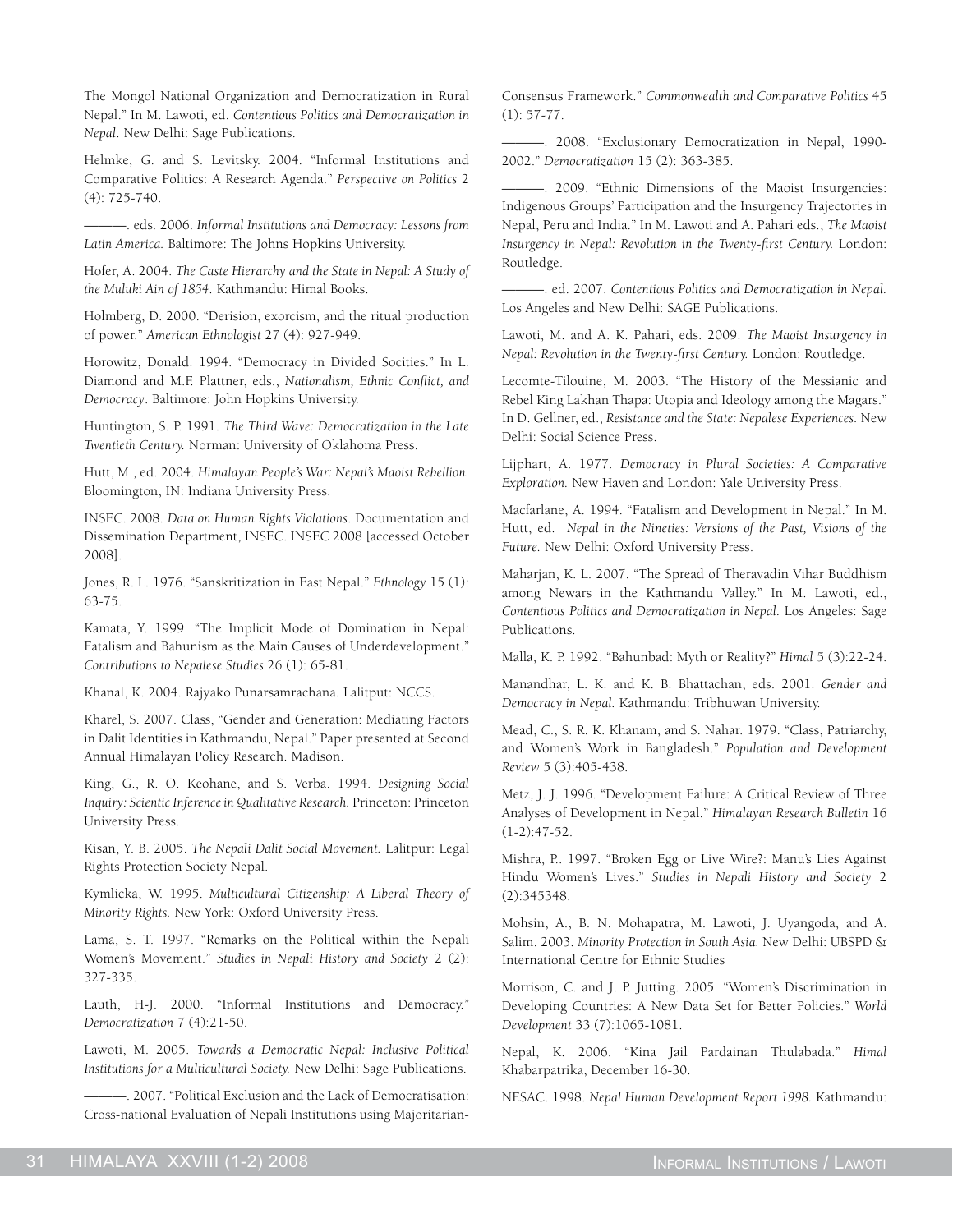The Mongol National Organization and Democratization in Rural Nepal." In M. Lawoti, ed. *Contentious Politics and Democratization in Nepal*. New Delhi: Sage Publications.

Helmke, G. and S. Levitsky. 2004. "Informal Institutions and Comparative Politics: A Research Agenda." *Perspective on Politics* 2 (4): 725-740.

———. eds. 2006. *Informal Institutions and Democracy: Lessons from Latin America.* Baltimore: The Johns Hopkins University.

Hofer, A. 2004. *The Caste Hierarchy and the State in Nepal: A Study of the Muluki Ain of 1854*. Kathmandu: Himal Books.

Holmberg, D. 2000. "Derision, exorcism, and the ritual production of power." *American Ethnologist* 27 (4): 927-949.

Horowitz, Donald. 1994. "Democracy in Divided Socities." In L. Diamond and M.F. Plattner, eds., *Nationalism, Ethnic Conflict, and Democracy*. Baltimore: John Hopkins University.

Huntington, S. P. 1991. *The Third Wave: Democratization in the Late Twentieth Century.* Norman: University of Oklahoma Press.

Hutt, M., ed. 2004. *Himalayan People's War: Nepal's Maoist Rebellion.* Bloomington, IN: Indiana University Press.

INSEC. 2008. *Data on Human Rights Violations*. Documentation and Dissemination Department, INSEC. INSEC 2008 [accessed October 2008].

Jones, R. L. 1976. "Sanskritization in East Nepal." *Ethnology* 15 (1): 63-75.

Kamata, Y. 1999. "The Implicit Mode of Domination in Nepal: Fatalism and Bahunism as the Main Causes of Underdevelopment." *Contributions to Nepalese Studies* 26 (1): 65-81.

Khanal, K. 2004. Rajyako Punarsamrachana. Lalitput: NCCS.

Kharel, S. 2007. Class, "Gender and Generation: Mediating Factors in Dalit Identities in Kathmandu, Nepal." Paper presented at Second Annual Himalayan Policy Research. Madison.

King, G., R. O. Keohane, and S. Verba. 1994. *Designing Social Inquiry: Scientic Inference in Qualitative Research.* Princeton: Princeton University Press.

Kisan, Y. B. 2005. *The Nepali Dalit Social Movement.* Lalitpur: Legal Rights Protection Society Nepal.

Kymlicka, W. 1995. *Multicultural Citizenship: A Liberal Theory of Minority Rights.* New York: Oxford University Press.

Lama, S. T. 1997. "Remarks on the Political within the Nepali Women's Movement." *Studies in Nepali History and Society* 2 (2): 327-335.

Lauth, H-J. 2000. "Informal Institutions and Democracy." *Democratization* 7 (4):21-50.

Lawoti, M. 2005. *Towards a Democratic Nepal: Inclusive Political Institutions for a Multicultural Society.* New Delhi: Sage Publications.

———. 2007. "Political Exclusion and the Lack of Democratisation: Cross-national Evaluation of Nepali Institutions using Majoritarian-Consensus Framework." *Commonwealth and Comparative Politics* 45 (1): 57-77.

———. 2008. "Exclusionary Democratization in Nepal, 1990-2002." *Democratization* 15 (2): 363-385.

———. 2009. "Ethnic Dimensions of the Maoist Insurgencies: Indigenous Groups' Participation and the Insurgency Trajectories in Nepal, Peru and India." In M. Lawoti and A. Pahari eds., *The Maoist Insurgency in Nepal: Revolution in the Twenty-first Century.* London: Routledge.

———. ed. 2007. *Contentious Politics and Democratization in Nepal.* Los Angeles and New Delhi: SAGE Publications.

Lawoti, M. and A. K. Pahari, eds. 2009. *The Maoist Insurgency in Nepal: Revolution in the Twenty-first Century.* London: Routledge.

Lecomte-Tilouine, M. 2003. "The History of the Messianic and Rebel King Lakhan Thapa: Utopia and Ideology among the Magars." In D. Gellner, ed., *Resistance and the State: Nepalese Experiences.* New Delhi: Social Science Press.

Lijphart, A. 1977. *Democracy in Plural Societies: A Comparative Exploration.* New Haven and London: Yale University Press.

Macfarlane, A. 1994. "Fatalism and Development in Nepal." In M. Hutt, ed. *Nepal in the Nineties: Versions of the Past, Visions of the Future.* New Delhi: Oxford University Press.

Maharjan, K. L. 2007. "The Spread of Theravadin Vihar Buddhism among Newars in the Kathmandu Valley." In M. Lawoti, ed., *Contentious Politics and Democratization in Nepal.* Los Angeles: Sage Publications.

Malla, K. P. 1992. "Bahunbad: Myth or Reality?" *Himal* 5 (3):22-24.

Manandhar, L. K. and K. B. Bhattachan, eds. 2001. *Gender and Democracy in Nepal.* Kathmandu: Tribhuwan University.

Mead, C., S. R. K. Khanam, and S. Nahar. 1979. "Class, Patriarchy, and Women's Work in Bangladesh." *Population and Development Review* 5 (3):405-438.

Metz, J. J. 1996. "Development Failure: A Critical Review of Three Analyses of Development in Nepal." *Himalayan Research Bulletin* 16 (1-2):47-52.

Mishra, P.. 1997. "Broken Egg or Live Wire?: Manu's Lies Against Hindu Women's Lives." *Studies in Nepali History and Society* 2 (2):345348.

Mohsin, A., B. N. Mohapatra, M. Lawoti, J. Uyangoda, and A. Salim. 2003. *Minority Protection in South Asia.* New Delhi: UBSPD & International Centre for Ethnic Studies

Morrison, C. and J. P. Jutting. 2005. "Women's Discrimination in Developing Countries: A New Data Set for Better Policies." *World Development* 33 (7):1065-1081.

Nepal, K. 2006. "Kina Jail Pardainan Thulabada." *Himal* Khabarpatrika, December 16-30.

NESAC. 1998. *Nepal Human Development Report 1998.* Kathmandu: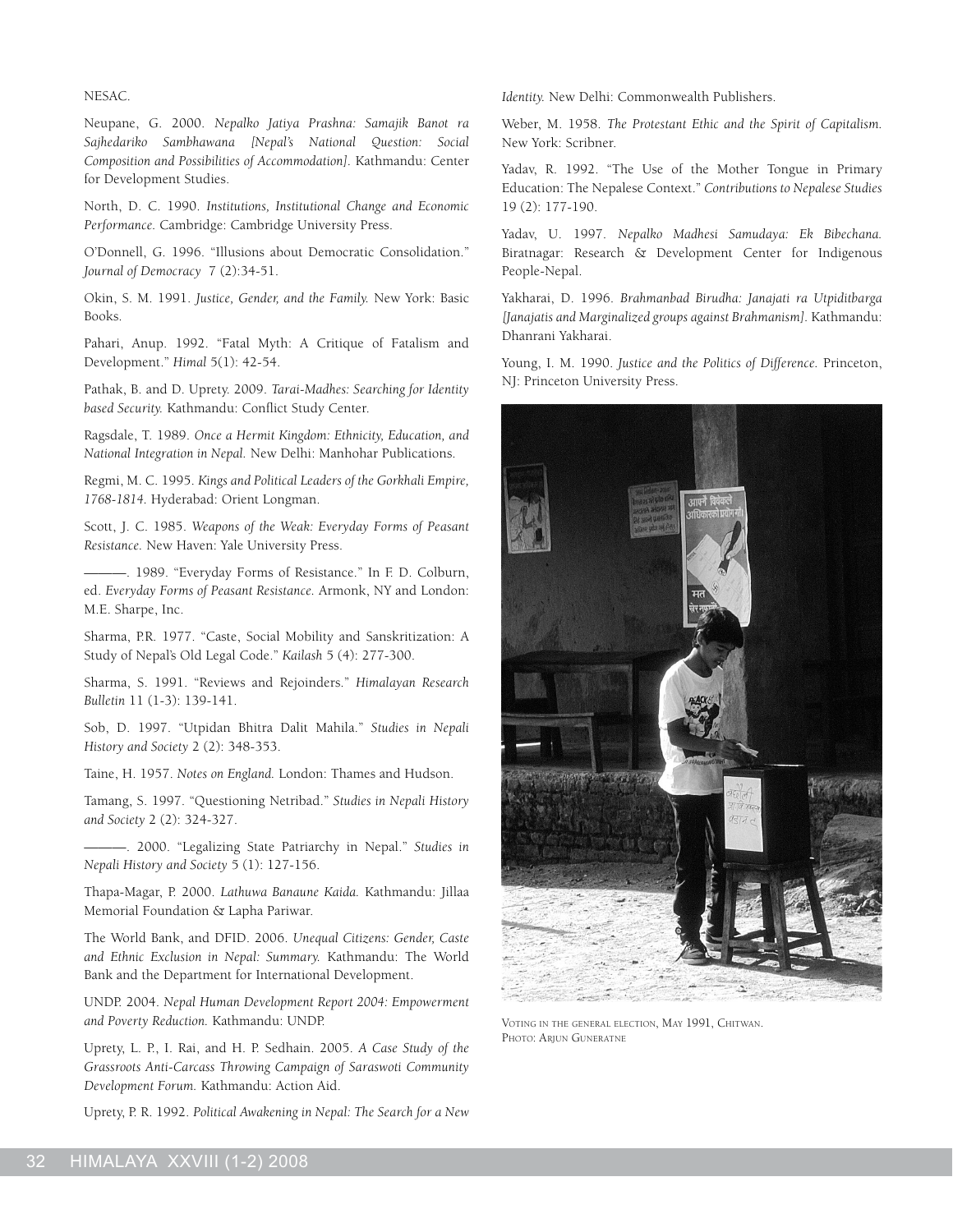NESAC.

Neupane, G. 2000. *Nepalko Jatiya Prashna: Samajik Banot ra Sajhedariko Sambhawana [Nepal's National Question: Social Composition and Possibilities of Accommodation]*. Kathmandu: Center for Development Studies.

North, D. C. 1990. *Institutions, Institutional Change and Economic Performance.* Cambridge: Cambridge University Press.

O'Donnell, G. 1996. "Illusions about Democratic Consolidation." *Journal of Democracy* 7 (2):34-51.

Okin, S. M. 1991. *Justice, Gender, and the Family.* New York: Basic Books.

Pahari, Anup. 1992. "Fatal Myth: A Critique of Fatalism and Development." *Himal* 5(1): 42-54.

Pathak, B. and D. Uprety. 2009. *Tarai-Madhes: Searching for Identity based Security.* Kathmandu: Conflict Study Center.

Ragsdale, T. 1989. *Once a Hermit Kingdom: Ethnicity, Education, and National Integration in Nepal.* New Delhi: Manhohar Publications.

Regmi, M. C. 1995. *Kings and Political Leaders of the Gorkhali Empire, 1768-1814.* Hyderabad: Orient Longman.

Scott, J. C. 1985. *Weapons of the Weak: Everyday Forms of Peasant Resistance.* New Haven: Yale University Press.

———. 1989. "Everyday Forms of Resistance." In F. D. Colburn, ed. *Everyday Forms of Peasant Resistance.* Armonk, NY and London: M.E. Sharpe, Inc.

Sharma, P.R. 1977. "Caste, Social Mobility and Sanskritization: A Study of Nepal's Old Legal Code." *Kailash* 5 (4): 277-300.

Sharma, S. 1991. "Reviews and Rejoinders." *Himalayan Research Bulletin* 11 (1-3): 139-141.

Sob, D. 1997. "Utpidan Bhitra Dalit Mahila." *Studies in Nepali History and Society* 2 (2): 348-353.

Taine, H. 1957. *Notes on England.* London: Thames and Hudson.

Tamang, S. 1997. "Questioning Netribad." *Studies in Nepali History and Society* 2 (2): 324-327.

———. 2000. "Legalizing State Patriarchy in Nepal." *Studies in Nepali History and Society* 5 (1): 127-156.

Thapa-Magar, P. 2000. *Lathuwa Banaune Kaida.* Kathmandu: Jillaa Memorial Foundation & Lapha Pariwar.

The World Bank, and DFID. 2006. *Unequal Citizens: Gender, Caste and Ethnic Exclusion in Nepal: Summary.* Kathmandu: The World Bank and the Department for International Development.

UNDP. 2004. *Nepal Human Development Report 2004: Empowerment and Poverty Reduction.* Kathmandu: UNDP.

Uprety, L. P., I. Rai, and H. P. Sedhain. 2005. *A Case Study of the Grassroots Anti-Carcass Throwing Campaign of Saraswoti Community Development Forum.* Kathmandu: Action Aid.

Uprety, P. R. 1992. *Political Awakening in Nepal: The Search for a New Identity.* New Delhi: Commonwealth Publishers.

Weber, M. 1958. *The Protestant Ethic and the Spirit of Capitalism.* New York: Scribner.

Yadav, R. 1992. "The Use of the Mother Tongue in Primary Education: The Nepalese Context." *Contributions to Nepalese Studies* 19 (2): 177-190.

Yadav, U. 1997. *Nepalko Madhesi Samudaya: Ek Bibechana.* Biratnagar: Research & Development Center for Indigenous People-Nepal.

Yakharai, D. 1996. *Brahmanbad Birudha: Janajati ra Utpiditbarga [Janajatis and Marginalized groups against Brahmanism].* Kathmandu: Dhanrani Yakharai.

Young, I. M. 1990. *Justice and the Politics of Difference.* Princeton, NJ: Princeton University Press.

Voting in the general election, May 1991, Chitwan.
Photo: Arjun Guneratne